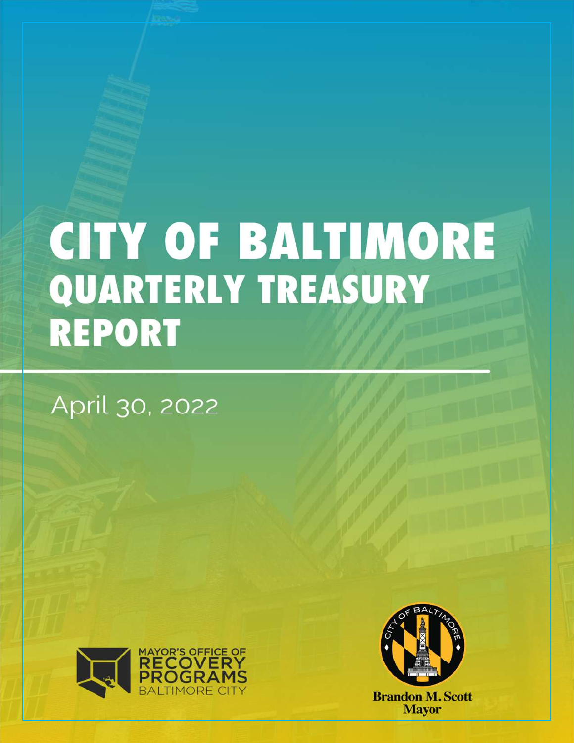# CITY OF BALTIMORE QUARTERLY TREASURY REPORT

April 30, 2022

MAYOR'S OFFICE OF RECOVERY PROGRAMS
BALTIMORE CITY

Brandon M. Scott
Mayor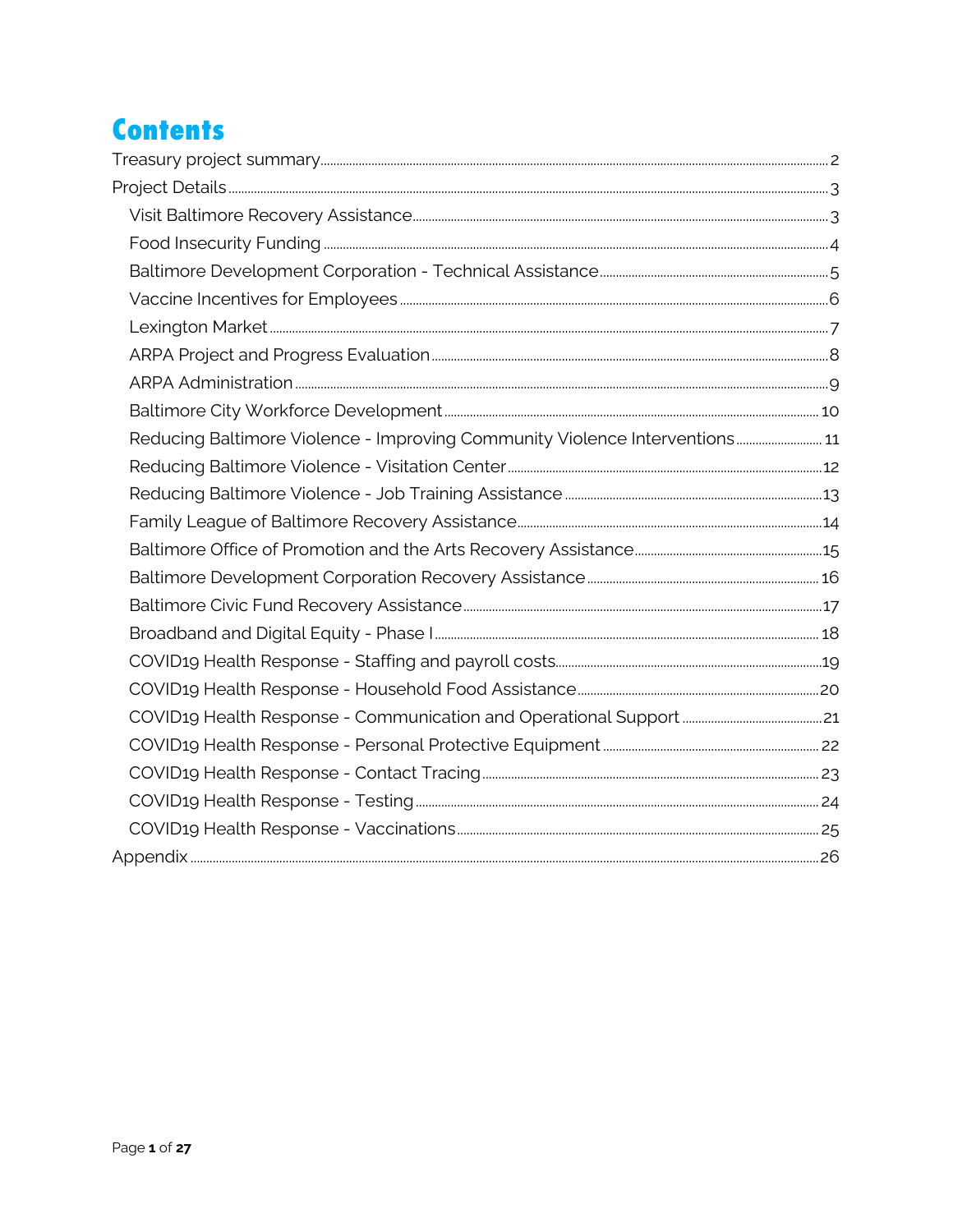# Contents

- Treasury project summary ........ 2
- Project Details ........ 3
  - Visit Baltimore Recovery Assistance ........ 3
  - Food Insecurity Funding ........ 4
  - Baltimore Development Corporation - Technical Assistance ........ 5
  - Vaccine Incentives for Employees ........ 6
  - Lexington Market ........ 7
  - ARPA Project and Progress Evaluation ........ 8
  - ARPA Administration ........ 9
  - Baltimore City Workforce Development ........ 10
  - Reducing Baltimore Violence - Improving Community Violence Interventions ........ 11
  - Reducing Baltimore Violence - Visitation Center ........ 12
  - Reducing Baltimore Violence - Job Training Assistance ........ 13
  - Family League of Baltimore Recovery Assistance ........ 14
  - Baltimore Office of Promotion and the Arts Recovery Assistance ........ 15
  - Baltimore Development Corporation Recovery Assistance ........ 16
  - Baltimore Civic Fund Recovery Assistance ........ 17
  - Broadband and Digital Equity - Phase I ........ 18
  - COVID19 Health Response - Staffing and payroll costs ........ 19
  - COVID19 Health Response - Household Food Assistance ........ 20
  - COVID19 Health Response - Communication and Operational Support ........ 21
  - COVID19 Health Response - Personal Protective Equipment ........ 22
  - COVID19 Health Response - Contact Tracing ........ 23
  - COVID19 Health Response - Testing ........ 24
  - COVID19 Health Response - Vaccinations ........ 25
- Appendix ........ 26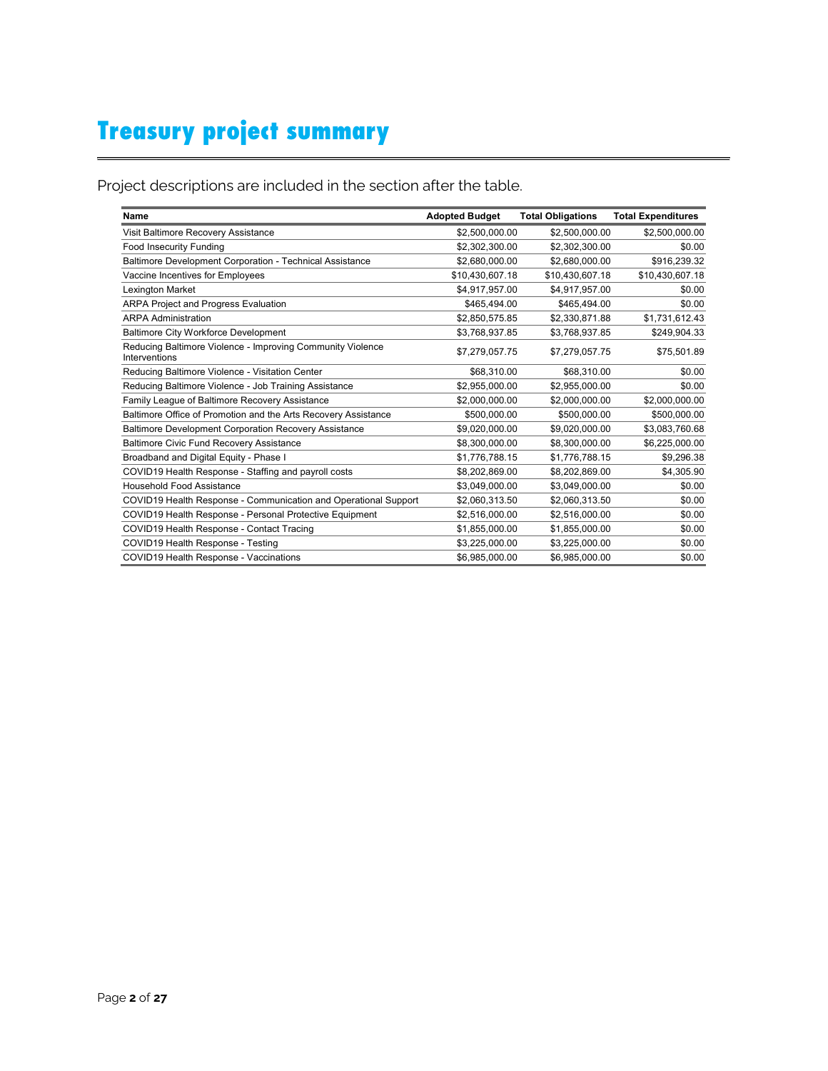# Treasury project summary

Project descriptions are included in the section after the table.

| Name | Adopted Budget | Total Obligations | Total Expenditures |
|---|---|---|---|
| Visit Baltimore Recovery Assistance | $2,500,000.00 | $2,500,000.00 | $2,500,000.00 |
| Food Insecurity Funding | $2,302,300.00 | $2,302,300.00 | $0.00 |
| Baltimore Development Corporation - Technical Assistance | $2,680,000.00 | $2,680,000.00 | $916,239.32 |
| Vaccine Incentives for Employees | $10,430,607.18 | $10,430,607.18 | $10,430,607.18 |
| Lexington Market | $4,917,957.00 | $4,917,957.00 | $0.00 |
| ARPA Project and Progress Evaluation | $465,494.00 | $465,494.00 | $0.00 |
| ARPA Administration | $2,850,575.85 | $2,330,871.88 | $1,731,612.43 |
| Baltimore City Workforce Development | $3,768,937.85 | $3,768,937.85 | $249,904.33 |
| Reducing Baltimore Violence - Improving Community Violence Interventions | $7,279,057.75 | $7,279,057.75 | $75,501.89 |
| Reducing Baltimore Violence - Visitation Center | $68,310.00 | $68,310.00 | $0.00 |
| Reducing Baltimore Violence - Job Training Assistance | $2,955,000.00 | $2,955,000.00 | $0.00 |
| Family League of Baltimore Recovery Assistance | $2,000,000.00 | $2,000,000.00 | $2,000,000.00 |
| Baltimore Office of Promotion and the Arts Recovery Assistance | $500,000.00 | $500,000.00 | $500,000.00 |
| Baltimore Development Corporation Recovery Assistance | $9,020,000.00 | $9,020,000.00 | $3,083,760.68 |
| Baltimore Civic Fund Recovery Assistance | $8,300,000.00 | $8,300,000.00 | $6,225,000.00 |
| Broadband and Digital Equity - Phase I | $1,776,788.15 | $1,776,788.15 | $9,296.38 |
| COVID19 Health Response - Staffing and payroll costs | $8,202,869.00 | $8,202,869.00 | $4,305.90 |
| Household Food Assistance | $3,049,000.00 | $3,049,000.00 | $0.00 |
| COVID19 Health Response - Communication and Operational Support | $2,060,313.50 | $2,060,313.50 | $0.00 |
| COVID19 Health Response - Personal Protective Equipment | $2,516,000.00 | $2,516,000.00 | $0.00 |
| COVID19 Health Response - Contact Tracing | $1,855,000.00 | $1,855,000.00 | $0.00 |
| COVID19 Health Response - Testing | $3,225,000.00 | $3,225,000.00 | $0.00 |
| COVID19 Health Response - Vaccinations | $6,985,000.00 | $6,985,000.00 | $0.00 |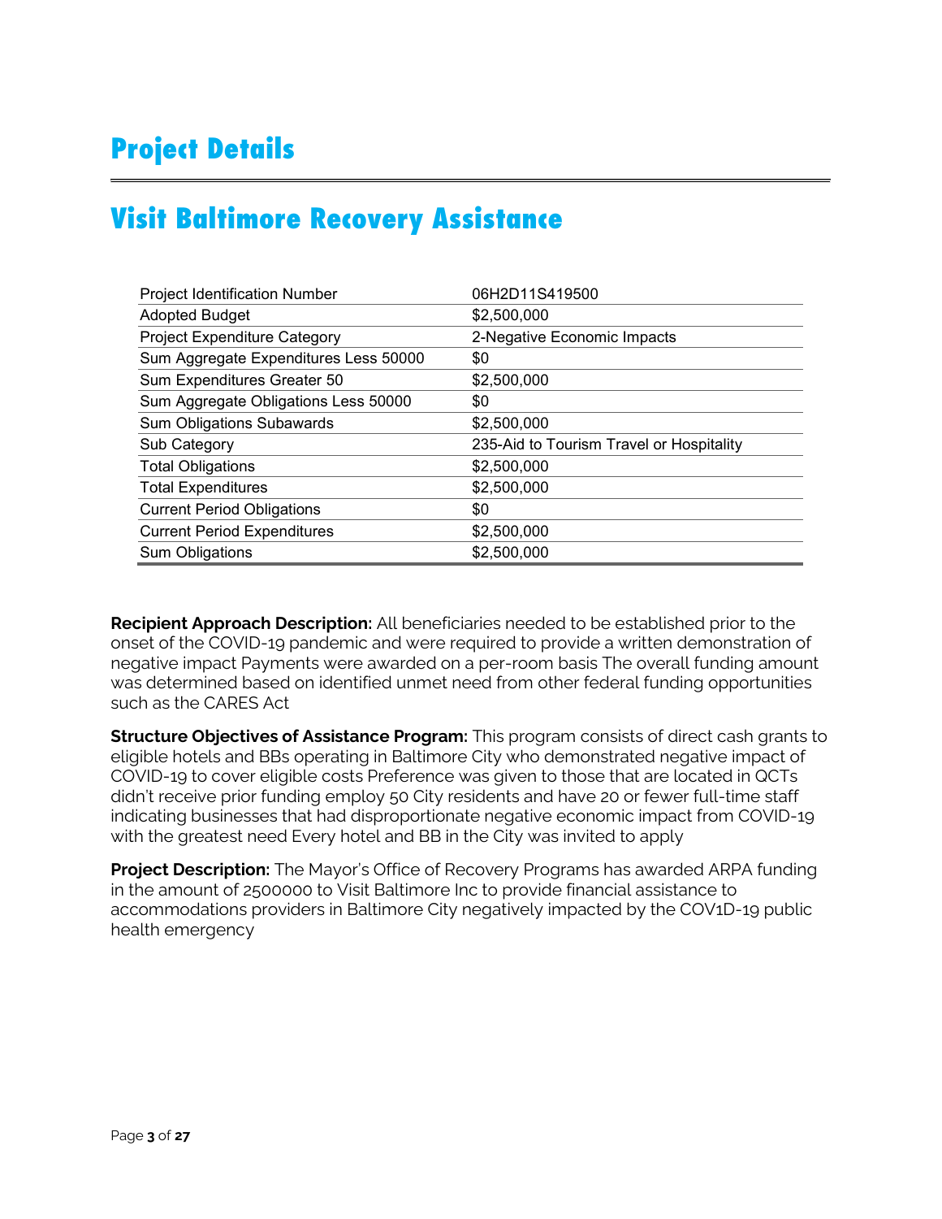# Project Details

## Visit Baltimore Recovery Assistance

| | |
|---|---|
| Project Identification Number | 06H2D11S419500 |
| Adopted Budget | $2,500,000 |
| Project Expenditure Category | 2-Negative Economic Impacts |
| Sum Aggregate Expenditures Less 50000 | $0 |
| Sum Expenditures Greater 50 | $2,500,000 |
| Sum Aggregate Obligations Less 50000 | $0 |
| Sum Obligations Subawards | $2,500,000 |
| Sub Category | 235-Aid to Tourism Travel or Hospitality |
| Total Obligations | $2,500,000 |
| Total Expenditures | $2,500,000 |
| Current Period Obligations | $0 |
| Current Period Expenditures | $2,500,000 |
| Sum Obligations | $2,500,000 |

**Recipient Approach Description:** All beneficiaries needed to be established prior to the onset of the COVID-19 pandemic and were required to provide a written demonstration of negative impact Payments were awarded on a per-room basis The overall funding amount was determined based on identified unmet need from other federal funding opportunities such as the CARES Act

**Structure Objectives of Assistance Program:** This program consists of direct cash grants to eligible hotels and BBs operating in Baltimore City who demonstrated negative impact of COVID-19 to cover eligible costs Preference was given to those that are located in QCTs didn't receive prior funding employ 50 City residents and have 20 or fewer full-time staff indicating businesses that had disproportionate negative economic impact from COVID-19 with the greatest need Every hotel and BB in the City was invited to apply

**Project Description:** The Mayor's Office of Recovery Programs has awarded ARPA funding in the amount of 2500000 to Visit Baltimore Inc to provide financial assistance to accommodations providers in Baltimore City negatively impacted by the COV1D-19 public health emergency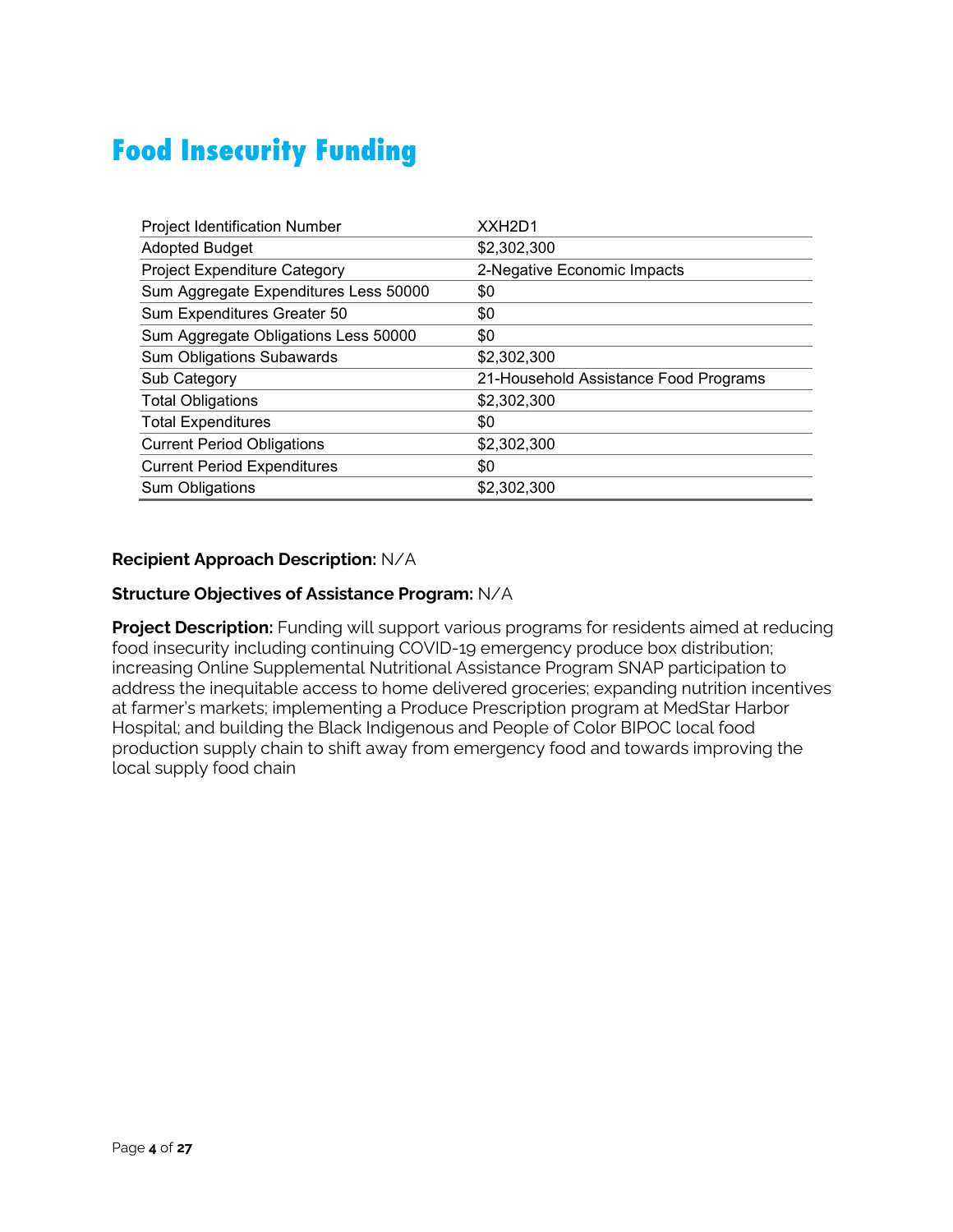# Food Insecurity Funding

| Project Identification Number | XXH2D1 |
| --- | --- |
| Adopted Budget | $2,302,300 |
| Project Expenditure Category | 2-Negative Economic Impacts |
| Sum Aggregate Expenditures Less 50000 | $0 |
| Sum Expenditures Greater 50 | $0 |
| Sum Aggregate Obligations Less 50000 | $0 |
| Sum Obligations Subawards | $2,302,300 |
| Sub Category | 21-Household Assistance Food Programs |
| Total Obligations | $2,302,300 |
| Total Expenditures | $0 |
| Current Period Obligations | $2,302,300 |
| Current Period Expenditures | $0 |
| Sum Obligations | $2,302,300 |

**Recipient Approach Description:** N/A

**Structure Objectives of Assistance Program:** N/A

**Project Description:** Funding will support various programs for residents aimed at reducing food insecurity including continuing COVID-19 emergency produce box distribution; increasing Online Supplemental Nutritional Assistance Program SNAP participation to address the inequitable access to home delivered groceries; expanding nutrition incentives at farmer's markets; implementing a Produce Prescription program at MedStar Harbor Hospital; and building the Black Indigenous and People of Color BIPOC local food production supply chain to shift away from emergency food and towards improving the local supply food chain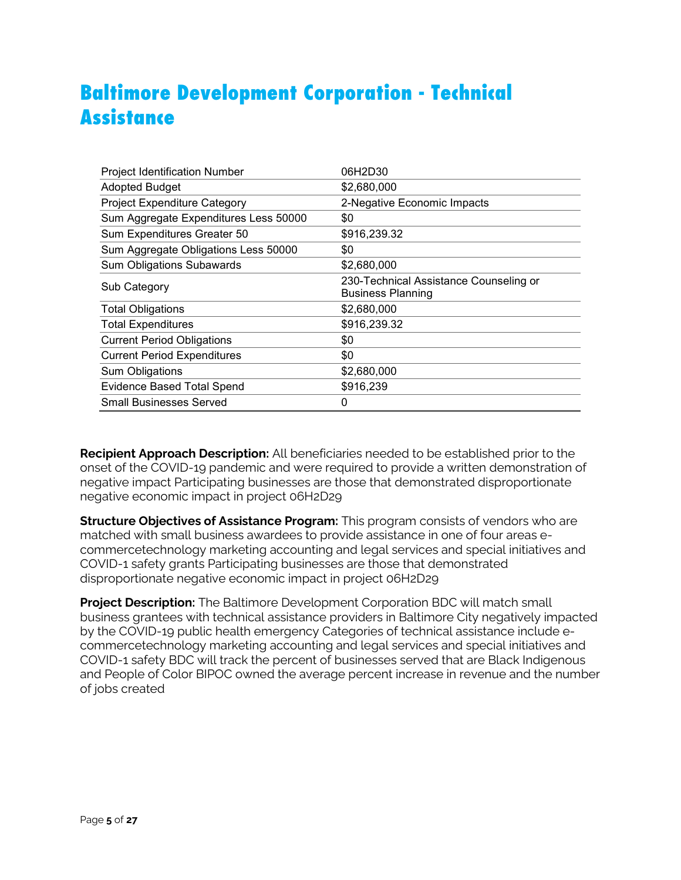# Baltimore Development Corporation - Technical Assistance

| | |
|---|---|
| Project Identification Number | 06H2D30 |
| Adopted Budget | $2,680,000 |
| Project Expenditure Category | 2-Negative Economic Impacts |
| Sum Aggregate Expenditures Less 50000 | $0 |
| Sum Expenditures Greater 50 | $916,239.32 |
| Sum Aggregate Obligations Less 50000 | $0 |
| Sum Obligations Subawards | $2,680,000 |
| Sub Category | 230-Technical Assistance Counseling or Business Planning |
| Total Obligations | $2,680,000 |
| Total Expenditures | $916,239.32 |
| Current Period Obligations | $0 |
| Current Period Expenditures | $0 |
| Sum Obligations | $2,680,000 |
| Evidence Based Total Spend | $916,239 |
| Small Businesses Served | 0 |

**Recipient Approach Description:** All beneficiaries needed to be established prior to the onset of the COVID-19 pandemic and were required to provide a written demonstration of negative impact Participating businesses are those that demonstrated disproportionate negative economic impact in project 06H2D29

**Structure Objectives of Assistance Program:** This program consists of vendors who are matched with small business awardees to provide assistance in one of four areas e-commercetechnology marketing accounting and legal services and special initiatives and COVID-1 safety grants Participating businesses are those that demonstrated disproportionate negative economic impact in project 06H2D29

**Project Description:** The Baltimore Development Corporation BDC will match small business grantees with technical assistance providers in Baltimore City negatively impacted by the COVID-19 public health emergency Categories of technical assistance include e-commercetechnology marketing accounting and legal services and special initiatives and COVID-1 safety BDC will track the percent of businesses served that are Black Indigenous and People of Color BIPOC owned the average percent increase in revenue and the number of jobs created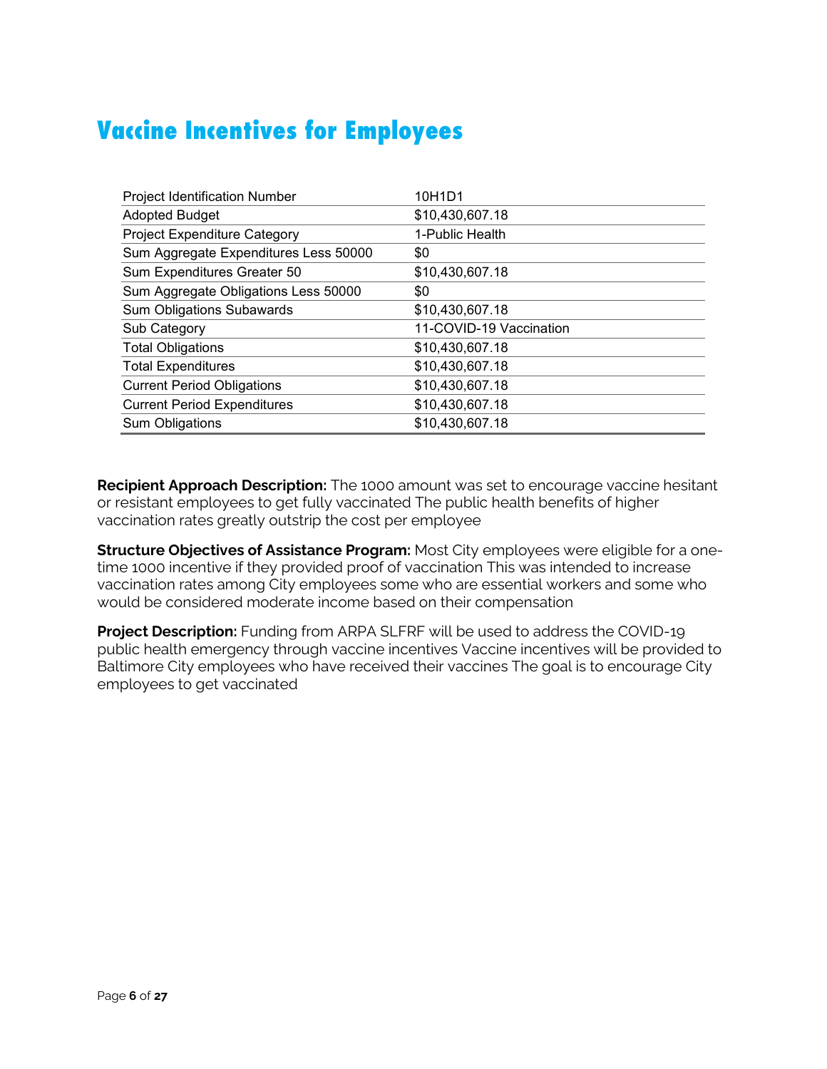# Vaccine Incentives for Employees

| | |
|---|---|
| Project Identification Number | 10H1D1 |
| Adopted Budget | $10,430,607.18 |
| Project Expenditure Category | 1-Public Health |
| Sum Aggregate Expenditures Less 50000 | $0 |
| Sum Expenditures Greater 50 | $10,430,607.18 |
| Sum Aggregate Obligations Less 50000 | $0 |
| Sum Obligations Subawards | $10,430,607.18 |
| Sub Category | 11-COVID-19 Vaccination |
| Total Obligations | $10,430,607.18 |
| Total Expenditures | $10,430,607.18 |
| Current Period Obligations | $10,430,607.18 |
| Current Period Expenditures | $10,430,607.18 |
| Sum Obligations | $10,430,607.18 |

**Recipient Approach Description:** The 1000 amount was set to encourage vaccine hesitant or resistant employees to get fully vaccinated The public health benefits of higher vaccination rates greatly outstrip the cost per employee

**Structure Objectives of Assistance Program:** Most City employees were eligible for a one-time 1000 incentive if they provided proof of vaccination This was intended to increase vaccination rates among City employees some who are essential workers and some who would be considered moderate income based on their compensation

**Project Description:** Funding from ARPA SLFRF will be used to address the COVID-19 public health emergency through vaccine incentives Vaccine incentives will be provided to Baltimore City employees who have received their vaccines The goal is to encourage City employees to get vaccinated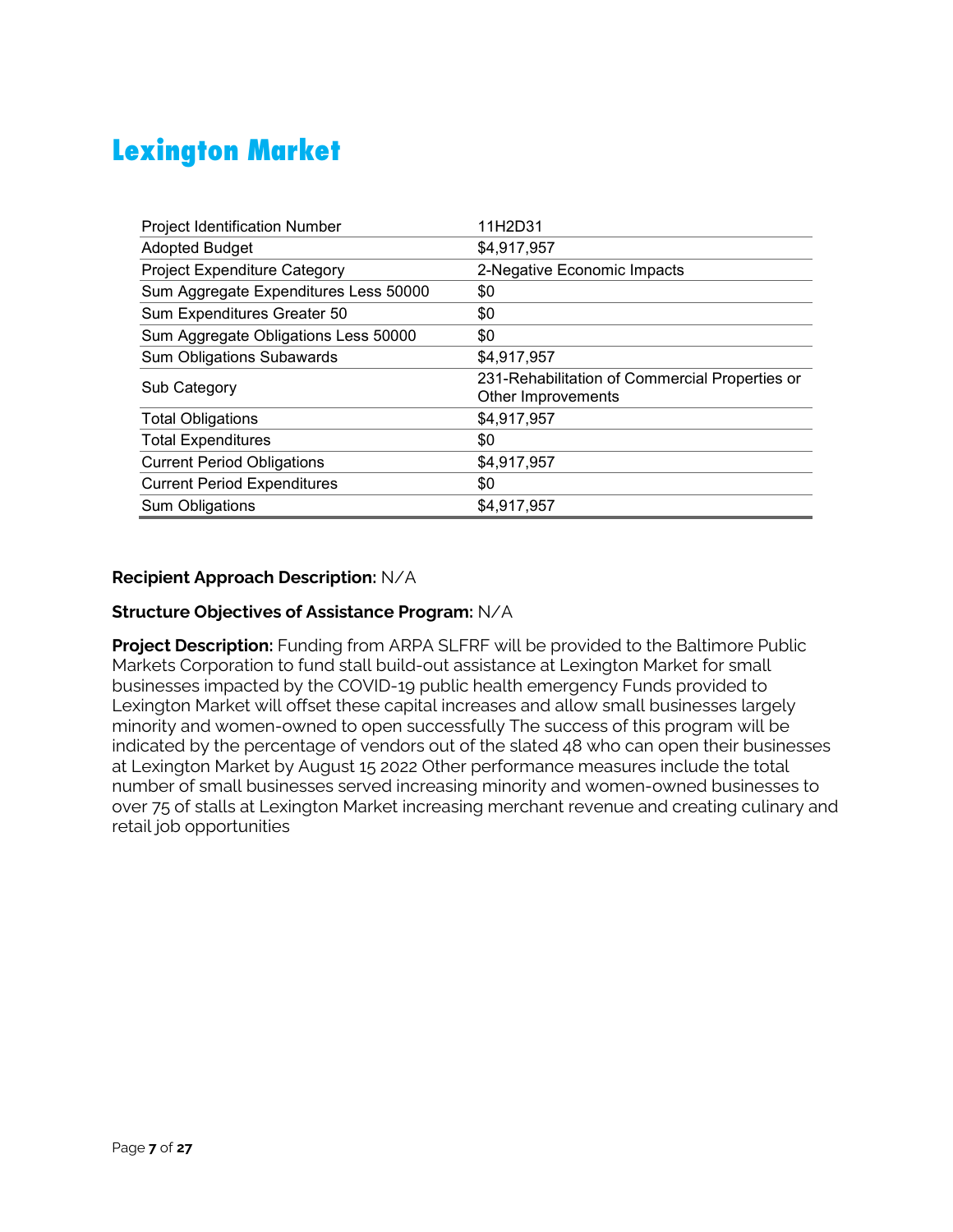# Lexington Market

| Project Identification Number | 11H2D31 |
|---|---|
| Adopted Budget | $4,917,957 |
| Project Expenditure Category | 2-Negative Economic Impacts |
| Sum Aggregate Expenditures Less 50000 | $0 |
| Sum Expenditures Greater 50 | $0 |
| Sum Aggregate Obligations Less 50000 | $0 |
| Sum Obligations Subawards | $4,917,957 |
| Sub Category | 231-Rehabilitation of Commercial Properties or Other Improvements |
| Total Obligations | $4,917,957 |
| Total Expenditures | $0 |
| Current Period Obligations | $4,917,957 |
| Current Period Expenditures | $0 |
| Sum Obligations | $4,917,957 |

**Recipient Approach Description:** N/A

**Structure Objectives of Assistance Program:** N/A

**Project Description:** Funding from ARPA SLFRF will be provided to the Baltimore Public Markets Corporation to fund stall build-out assistance at Lexington Market for small businesses impacted by the COVID-19 public health emergency Funds provided to Lexington Market will offset these capital increases and allow small businesses largely minority and women-owned to open successfully The success of this program will be indicated by the percentage of vendors out of the slated 48 who can open their businesses at Lexington Market by August 15 2022 Other performance measures include the total number of small businesses served increasing minority and women-owned businesses to over 75 of stalls at Lexington Market increasing merchant revenue and creating culinary and retail job opportunities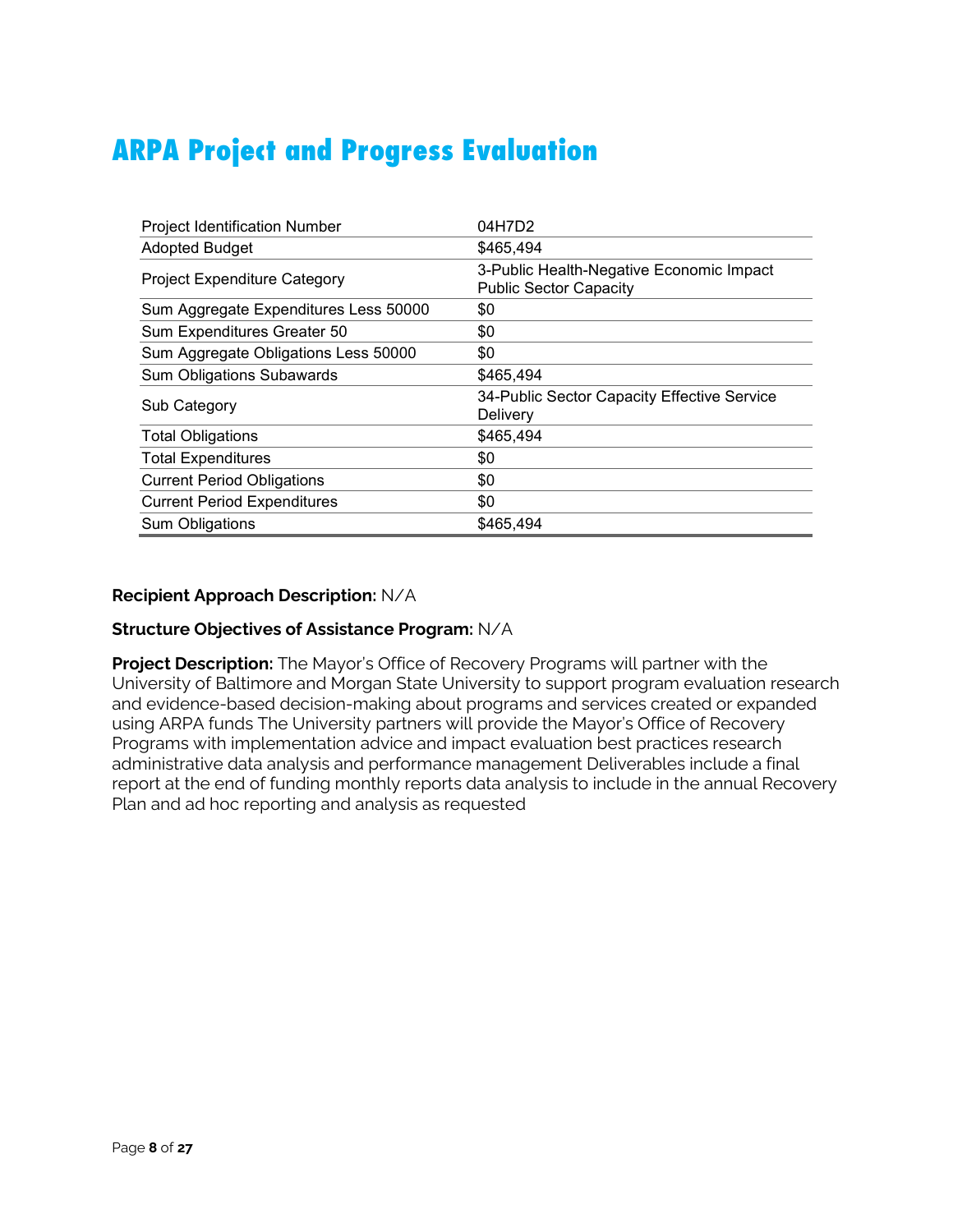# ARPA Project and Progress Evaluation

| | |
|---|---|
| Project Identification Number | 04H7D2 |
| Adopted Budget | $465,494 |
| Project Expenditure Category | 3-Public Health-Negative Economic Impact Public Sector Capacity |
| Sum Aggregate Expenditures Less 50000 | $0 |
| Sum Expenditures Greater 50 | $0 |
| Sum Aggregate Obligations Less 50000 | $0 |
| Sum Obligations Subawards | $465,494 |
| Sub Category | 34-Public Sector Capacity Effective Service Delivery |
| Total Obligations | $465,494 |
| Total Expenditures | $0 |
| Current Period Obligations | $0 |
| Current Period Expenditures | $0 |
| Sum Obligations | $465,494 |

**Recipient Approach Description:** N/A

**Structure Objectives of Assistance Program:** N/A

**Project Description:** The Mayor's Office of Recovery Programs will partner with the University of Baltimore and Morgan State University to support program evaluation research and evidence-based decision-making about programs and services created or expanded using ARPA funds The University partners will provide the Mayor's Office of Recovery Programs with implementation advice and impact evaluation best practices research administrative data analysis and performance management Deliverables include a final report at the end of funding monthly reports data analysis to include in the annual Recovery Plan and ad hoc reporting and analysis as requested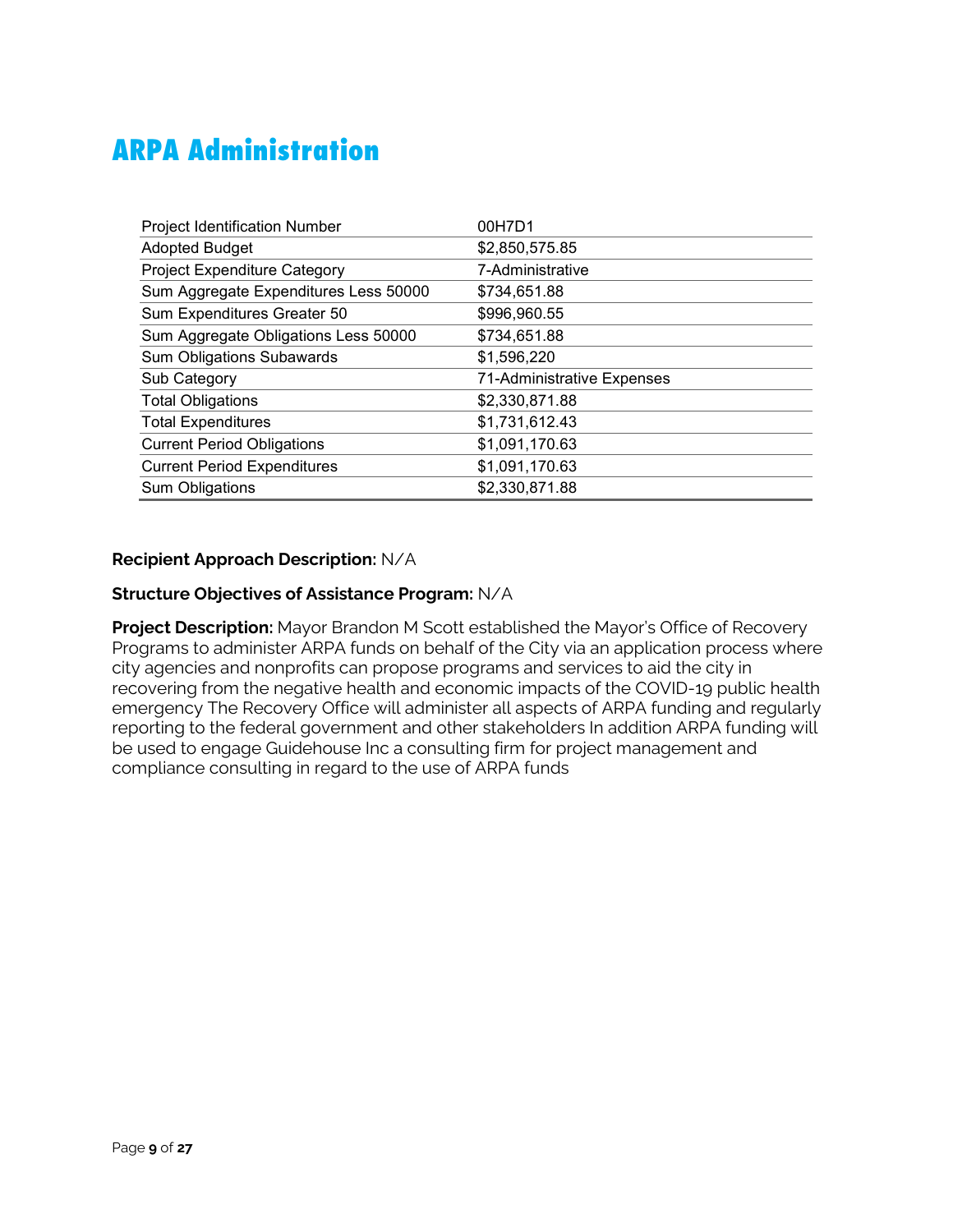# ARPA Administration

| | |
|---|---|
| Project Identification Number | 00H7D1 |
| Adopted Budget | $2,850,575.85 |
| Project Expenditure Category | 7-Administrative |
| Sum Aggregate Expenditures Less 50000 | $734,651.88 |
| Sum Expenditures Greater 50 | $996,960.55 |
| Sum Aggregate Obligations Less 50000 | $734,651.88 |
| Sum Obligations Subawards | $1,596,220 |
| Sub Category | 71-Administrative Expenses |
| Total Obligations | $2,330,871.88 |
| Total Expenditures | $1,731,612.43 |
| Current Period Obligations | $1,091,170.63 |
| Current Period Expenditures | $1,091,170.63 |
| Sum Obligations | $2,330,871.88 |

**Recipient Approach Description:** N/A

**Structure Objectives of Assistance Program:** N/A

**Project Description:** Mayor Brandon M Scott established the Mayor's Office of Recovery Programs to administer ARPA funds on behalf of the City via an application process where city agencies and nonprofits can propose programs and services to aid the city in recovering from the negative health and economic impacts of the COVID-19 public health emergency The Recovery Office will administer all aspects of ARPA funding and regularly reporting to the federal government and other stakeholders In addition ARPA funding will be used to engage Guidehouse Inc a consulting firm for project management and compliance consulting in regard to the use of ARPA funds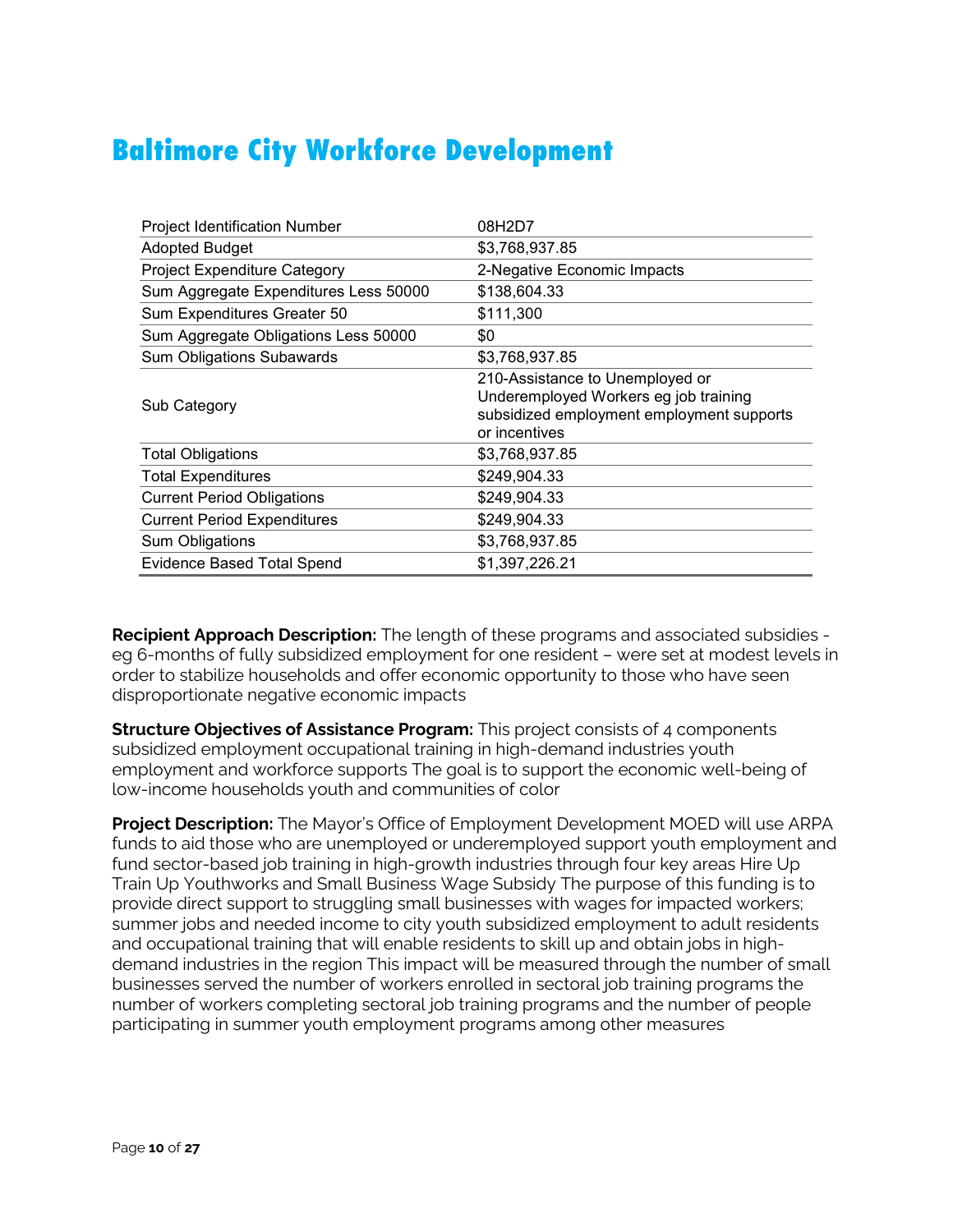# Baltimore City Workforce Development

| Project Identification Number | 08H2D7 |
|---|---|
| Adopted Budget | $3,768,937.85 |
| Project Expenditure Category | 2-Negative Economic Impacts |
| Sum Aggregate Expenditures Less 50000 | $138,604.33 |
| Sum Expenditures Greater 50 | $111,300 |
| Sum Aggregate Obligations Less 50000 | $0 |
| Sum Obligations Subawards | $3,768,937.85 |
| Sub Category | 210-Assistance to Unemployed or Underemployed Workers eg job training subsidized employment employment supports or incentives |
| Total Obligations | $3,768,937.85 |
| Total Expenditures | $249,904.33 |
| Current Period Obligations | $249,904.33 |
| Current Period Expenditures | $249,904.33 |
| Sum Obligations | $3,768,937.85 |
| Evidence Based Total Spend | $1,397,226.21 |

**Recipient Approach Description:** The length of these programs and associated subsidies - eg 6-months of fully subsidized employment for one resident – were set at modest levels in order to stabilize households and offer economic opportunity to those who have seen disproportionate negative economic impacts

**Structure Objectives of Assistance Program:** This project consists of 4 components subsidized employment occupational training in high-demand industries youth employment and workforce supports The goal is to support the economic well-being of low-income households youth and communities of color

**Project Description:** The Mayor's Office of Employment Development MOED will use ARPA funds to aid those who are unemployed or underemployed support youth employment and fund sector-based job training in high-growth industries through four key areas Hire Up Train Up Youthworks and Small Business Wage Subsidy The purpose of this funding is to provide direct support to struggling small businesses with wages for impacted workers; summer jobs and needed income to city youth subsidized employment to adult residents and occupational training that will enable residents to skill up and obtain jobs in high-demand industries in the region This impact will be measured through the number of small businesses served the number of workers enrolled in sectoral job training programs the number of workers completing sectoral job training programs and the number of people participating in summer youth employment programs among other measures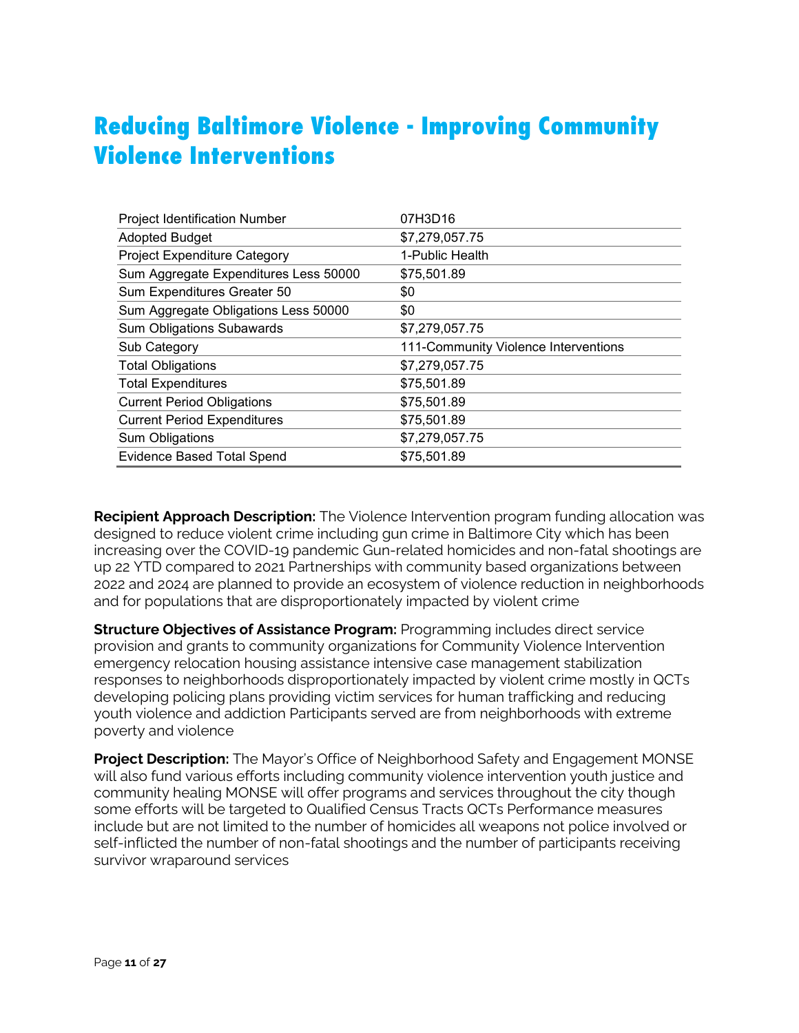# Reducing Baltimore Violence - Improving Community Violence Interventions

| | |
|---|---|
| Project Identification Number | 07H3D16 |
| Adopted Budget | $7,279,057.75 |
| Project Expenditure Category | 1-Public Health |
| Sum Aggregate Expenditures Less 50000 | $75,501.89 |
| Sum Expenditures Greater 50 | $0 |
| Sum Aggregate Obligations Less 50000 | $0 |
| Sum Obligations Subawards | $7,279,057.75 |
| Sub Category | 111-Community Violence Interventions |
| Total Obligations | $7,279,057.75 |
| Total Expenditures | $75,501.89 |
| Current Period Obligations | $75,501.89 |
| Current Period Expenditures | $75,501.89 |
| Sum Obligations | $7,279,057.75 |
| Evidence Based Total Spend | $75,501.89 |

**Recipient Approach Description:** The Violence Intervention program funding allocation was designed to reduce violent crime including gun crime in Baltimore City which has been increasing over the COVID-19 pandemic Gun-related homicides and non-fatal shootings are up 22 YTD compared to 2021 Partnerships with community based organizations between 2022 and 2024 are planned to provide an ecosystem of violence reduction in neighborhoods and for populations that are disproportionately impacted by violent crime

**Structure Objectives of Assistance Program:** Programming includes direct service provision and grants to community organizations for Community Violence Intervention emergency relocation housing assistance intensive case management stabilization responses to neighborhoods disproportionately impacted by violent crime mostly in QCTs developing policing plans providing victim services for human trafficking and reducing youth violence and addiction Participants served are from neighborhoods with extreme poverty and violence

**Project Description:** The Mayor's Office of Neighborhood Safety and Engagement MONSE will also fund various efforts including community violence intervention youth justice and community healing MONSE will offer programs and services throughout the city though some efforts will be targeted to Qualified Census Tracts QCTs Performance measures include but are not limited to the number of homicides all weapons not police involved or self-inflicted the number of non-fatal shootings and the number of participants receiving survivor wraparound services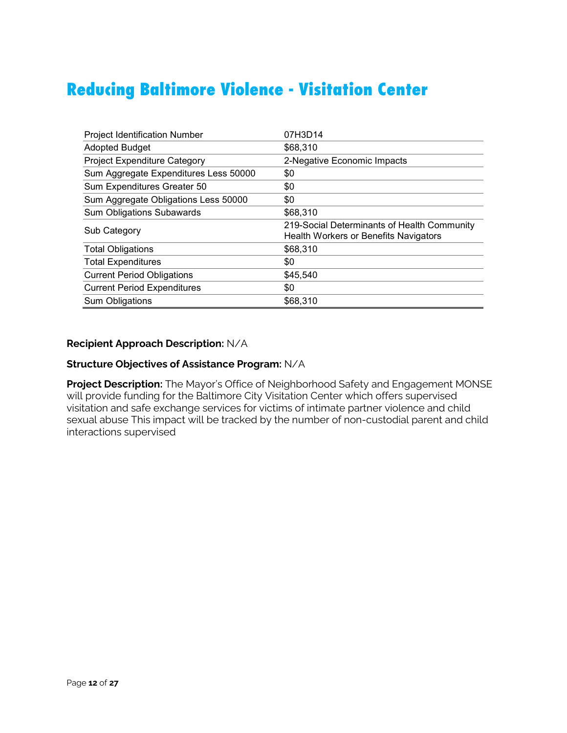# Reducing Baltimore Violence - Visitation Center

| | |
|---|---|
| Project Identification Number | 07H3D14 |
| Adopted Budget | $68,310 |
| Project Expenditure Category | 2-Negative Economic Impacts |
| Sum Aggregate Expenditures Less 50000 | $0 |
| Sum Expenditures Greater 50 | $0 |
| Sum Aggregate Obligations Less 50000 | $0 |
| Sum Obligations Subawards | $68,310 |
| Sub Category | 219-Social Determinants of Health Community Health Workers or Benefits Navigators |
| Total Obligations | $68,310 |
| Total Expenditures | $0 |
| Current Period Obligations | $45,540 |
| Current Period Expenditures | $0 |
| Sum Obligations | $68,310 |

**Recipient Approach Description:** N/A

**Structure Objectives of Assistance Program:** N/A

**Project Description:** The Mayor's Office of Neighborhood Safety and Engagement MONSE will provide funding for the Baltimore City Visitation Center which offers supervised visitation and safe exchange services for victims of intimate partner violence and child sexual abuse This impact will be tracked by the number of non-custodial parent and child interactions supervised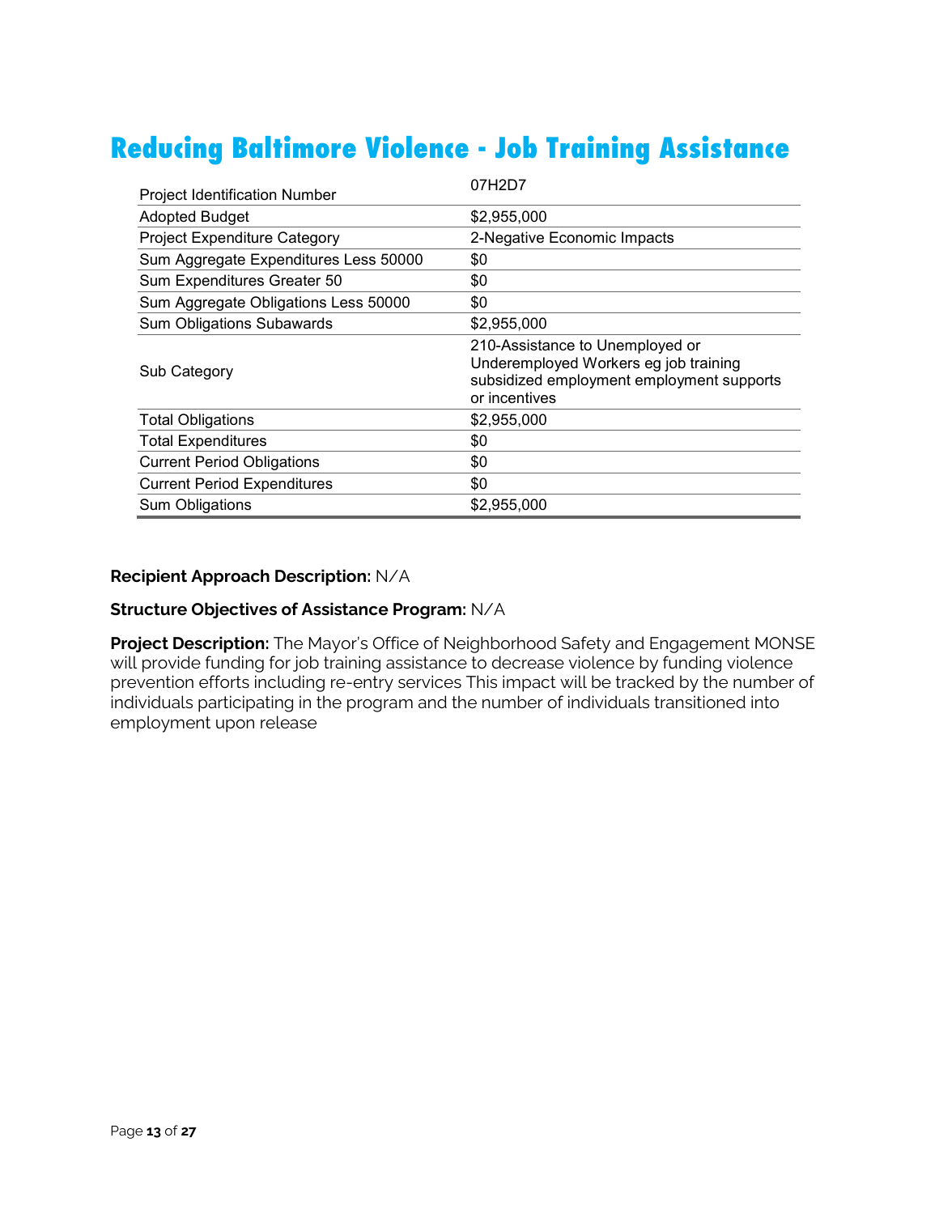# Reducing Baltimore Violence - Job Training Assistance

| | |
|---|---|
| Project Identification Number | 07H2D7 |
| Adopted Budget | $2,955,000 |
| Project Expenditure Category | 2-Negative Economic Impacts |
| Sum Aggregate Expenditures Less 50000 | $0 |
| Sum Expenditures Greater 50 | $0 |
| Sum Aggregate Obligations Less 50000 | $0 |
| Sum Obligations Subawards | $2,955,000 |
| Sub Category | 210-Assistance to Unemployed or Underemployed Workers eg job training subsidized employment employment supports or incentives |
| Total Obligations | $2,955,000 |
| Total Expenditures | $0 |
| Current Period Obligations | $0 |
| Current Period Expenditures | $0 |
| Sum Obligations | $2,955,000 |

**Recipient Approach Description:** N/A

**Structure Objectives of Assistance Program:** N/A

**Project Description:** The Mayor's Office of Neighborhood Safety and Engagement MONSE will provide funding for job training assistance to decrease violence by funding violence prevention efforts including re-entry services This impact will be tracked by the number of individuals participating in the program and the number of individuals transitioned into employment upon release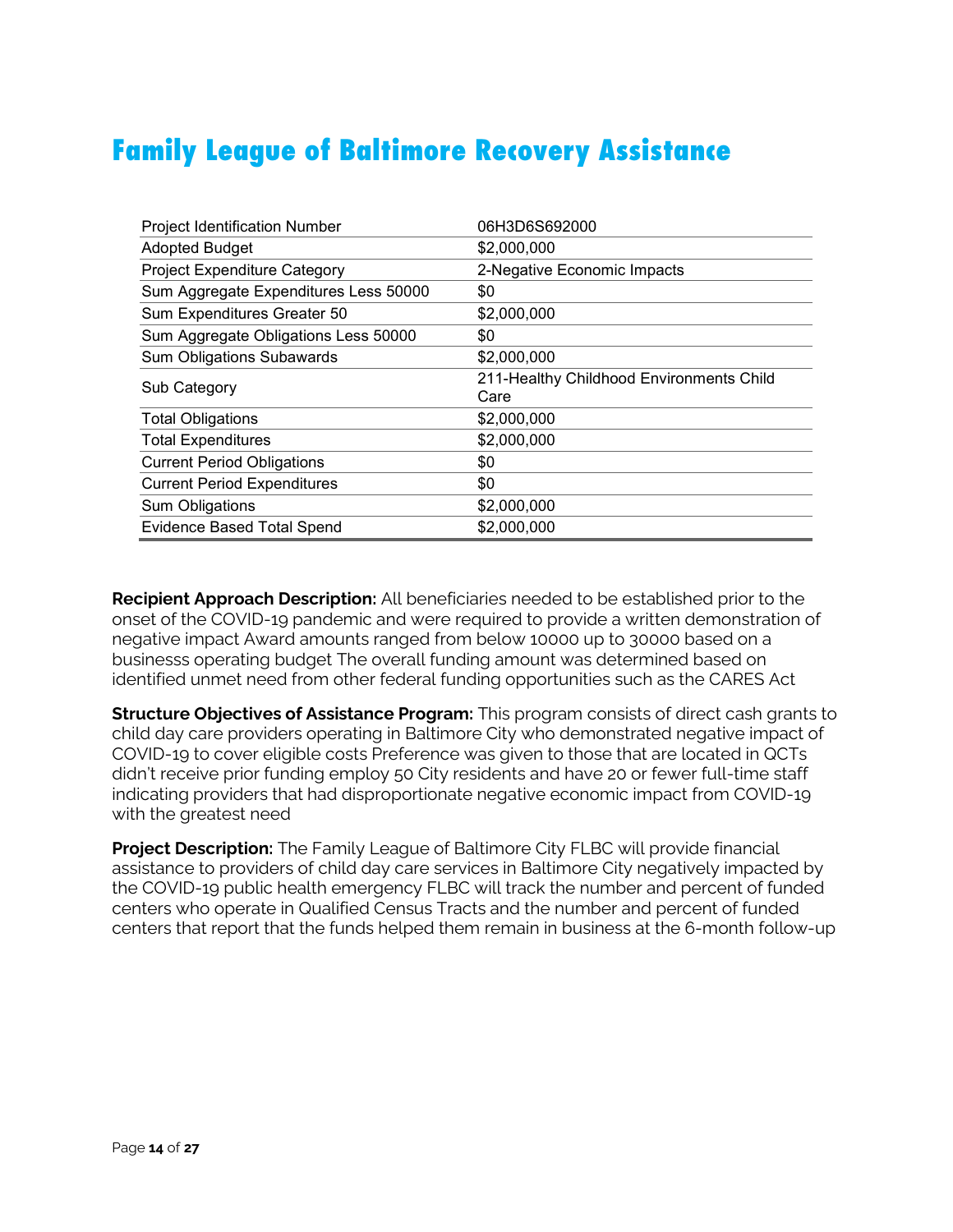# Family League of Baltimore Recovery Assistance

| Project Identification Number | 06H3D6S692000 |
|---|---|
| Adopted Budget | $2,000,000 |
| Project Expenditure Category | 2-Negative Economic Impacts |
| Sum Aggregate Expenditures Less 50000 | $0 |
| Sum Expenditures Greater 50 | $2,000,000 |
| Sum Aggregate Obligations Less 50000 | $0 |
| Sum Obligations Subawards | $2,000,000 |
| Sub Category | 211-Healthy Childhood Environments Child Care |
| Total Obligations | $2,000,000 |
| Total Expenditures | $2,000,000 |
| Current Period Obligations | $0 |
| Current Period Expenditures | $0 |
| Sum Obligations | $2,000,000 |
| Evidence Based Total Spend | $2,000,000 |

**Recipient Approach Description:** All beneficiaries needed to be established prior to the onset of the COVID-19 pandemic and were required to provide a written demonstration of negative impact Award amounts ranged from below 10000 up to 30000 based on a businesss operating budget The overall funding amount was determined based on identified unmet need from other federal funding opportunities such as the CARES Act

**Structure Objectives of Assistance Program:** This program consists of direct cash grants to child day care providers operating in Baltimore City who demonstrated negative impact of COVID-19 to cover eligible costs Preference was given to those that are located in QCTs didn't receive prior funding employ 50 City residents and have 20 or fewer full-time staff indicating providers that had disproportionate negative economic impact from COVID-19 with the greatest need

**Project Description:** The Family League of Baltimore City FLBC will provide financial assistance to providers of child day care services in Baltimore City negatively impacted by the COVID-19 public health emergency FLBC will track the number and percent of funded centers who operate in Qualified Census Tracts and the number and percent of funded centers that report that the funds helped them remain in business at the 6-month follow-up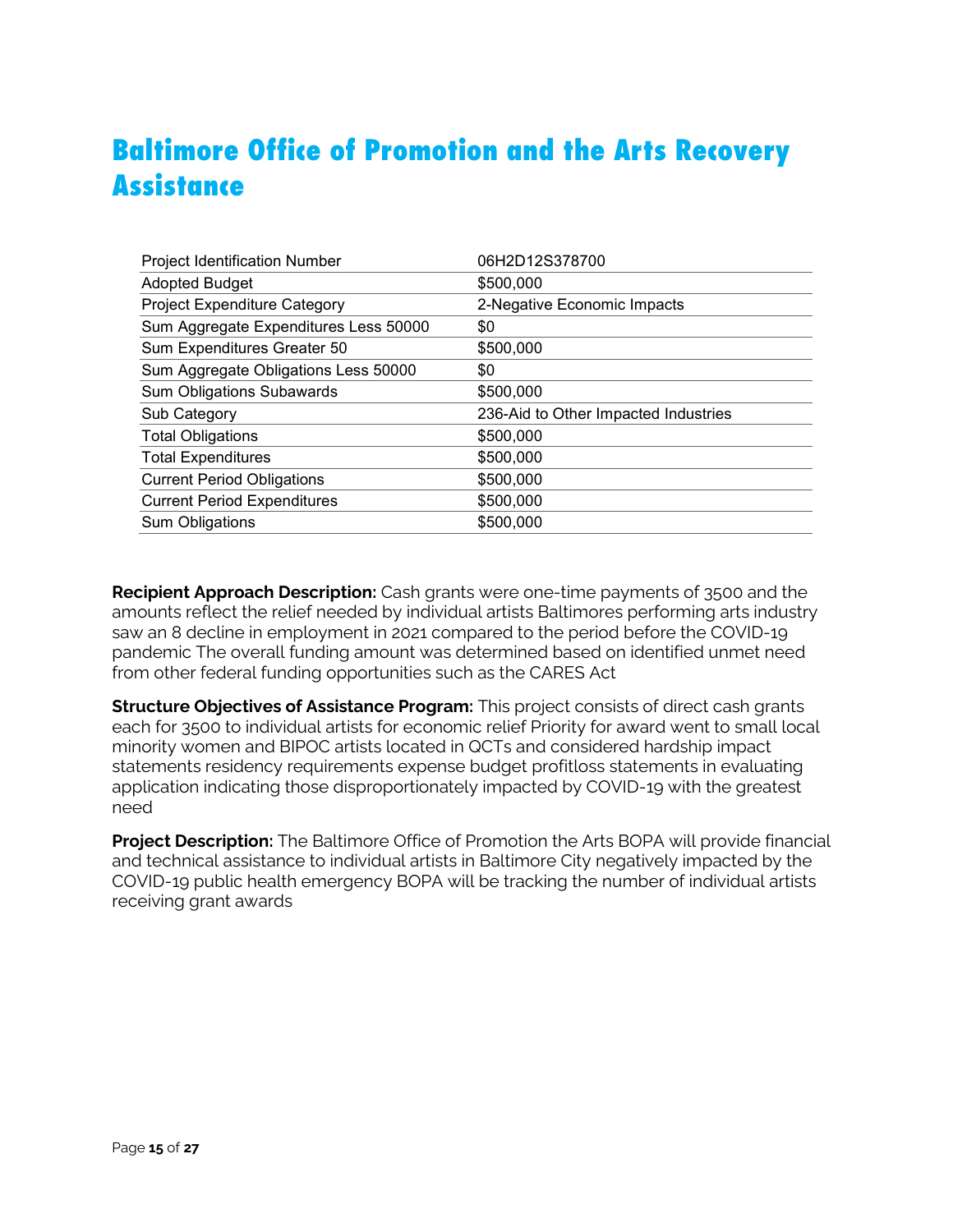# Baltimore Office of Promotion and the Arts Recovery Assistance

| | |
|---|---|
| Project Identification Number | 06H2D12S378700 |
| Adopted Budget | $500,000 |
| Project Expenditure Category | 2-Negative Economic Impacts |
| Sum Aggregate Expenditures Less 50000 | $0 |
| Sum Expenditures Greater 50 | $500,000 |
| Sum Aggregate Obligations Less 50000 | $0 |
| Sum Obligations Subawards | $500,000 |
| Sub Category | 236-Aid to Other Impacted Industries |
| Total Obligations | $500,000 |
| Total Expenditures | $500,000 |
| Current Period Obligations | $500,000 |
| Current Period Expenditures | $500,000 |
| Sum Obligations | $500,000 |

**Recipient Approach Description:** Cash grants were one-time payments of 3500 and the amounts reflect the relief needed by individual artists Baltimores performing arts industry saw an 8 decline in employment in 2021 compared to the period before the COVID-19 pandemic The overall funding amount was determined based on identified unmet need from other federal funding opportunities such as the CARES Act

**Structure Objectives of Assistance Program:** This project consists of direct cash grants each for 3500 to individual artists for economic relief Priority for award went to small local minority women and BIPOC artists located in QCTs and considered hardship impact statements residency requirements expense budget profitloss statements in evaluating application indicating those disproportionately impacted by COVID-19 with the greatest need

**Project Description:** The Baltimore Office of Promotion the Arts BOPA will provide financial and technical assistance to individual artists in Baltimore City negatively impacted by the COVID-19 public health emergency BOPA will be tracking the number of individual artists receiving grant awards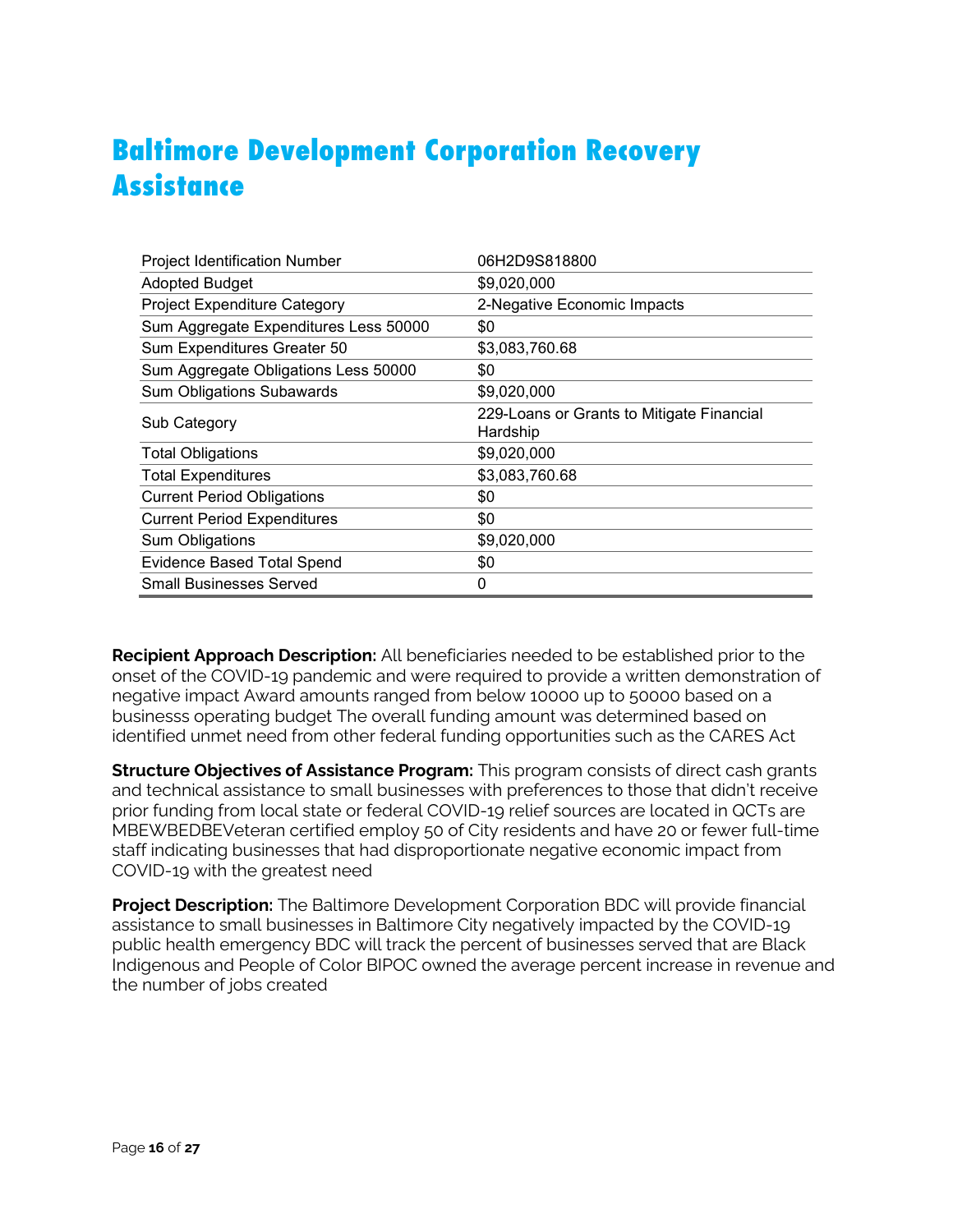# Baltimore Development Corporation Recovery Assistance

| | |
|---|---|
| Project Identification Number | 06H2D9S818800 |
| Adopted Budget | $9,020,000 |
| Project Expenditure Category | 2-Negative Economic Impacts |
| Sum Aggregate Expenditures Less 50000 | $0 |
| Sum Expenditures Greater 50 | $3,083,760.68 |
| Sum Aggregate Obligations Less 50000 | $0 |
| Sum Obligations Subawards | $9,020,000 |
| Sub Category | 229-Loans or Grants to Mitigate Financial Hardship |
| Total Obligations | $9,020,000 |
| Total Expenditures | $3,083,760.68 |
| Current Period Obligations | $0 |
| Current Period Expenditures | $0 |
| Sum Obligations | $9,020,000 |
| Evidence Based Total Spend | $0 |
| Small Businesses Served | 0 |

**Recipient Approach Description:** All beneficiaries needed to be established prior to the onset of the COVID-19 pandemic and were required to provide a written demonstration of negative impact Award amounts ranged from below 10000 up to 50000 based on a businesss operating budget The overall funding amount was determined based on identified unmet need from other federal funding opportunities such as the CARES Act

**Structure Objectives of Assistance Program:** This program consists of direct cash grants and technical assistance to small businesses with preferences to those that didn't receive prior funding from local state or federal COVID-19 relief sources are located in QCTs are MBEWBEDBEVeteran certified employ 50 of City residents and have 20 or fewer full-time staff indicating businesses that had disproportionate negative economic impact from COVID-19 with the greatest need

**Project Description:** The Baltimore Development Corporation BDC will provide financial assistance to small businesses in Baltimore City negatively impacted by the COVID-19 public health emergency BDC will track the percent of businesses served that are Black Indigenous and People of Color BIPOC owned the average percent increase in revenue and the number of jobs created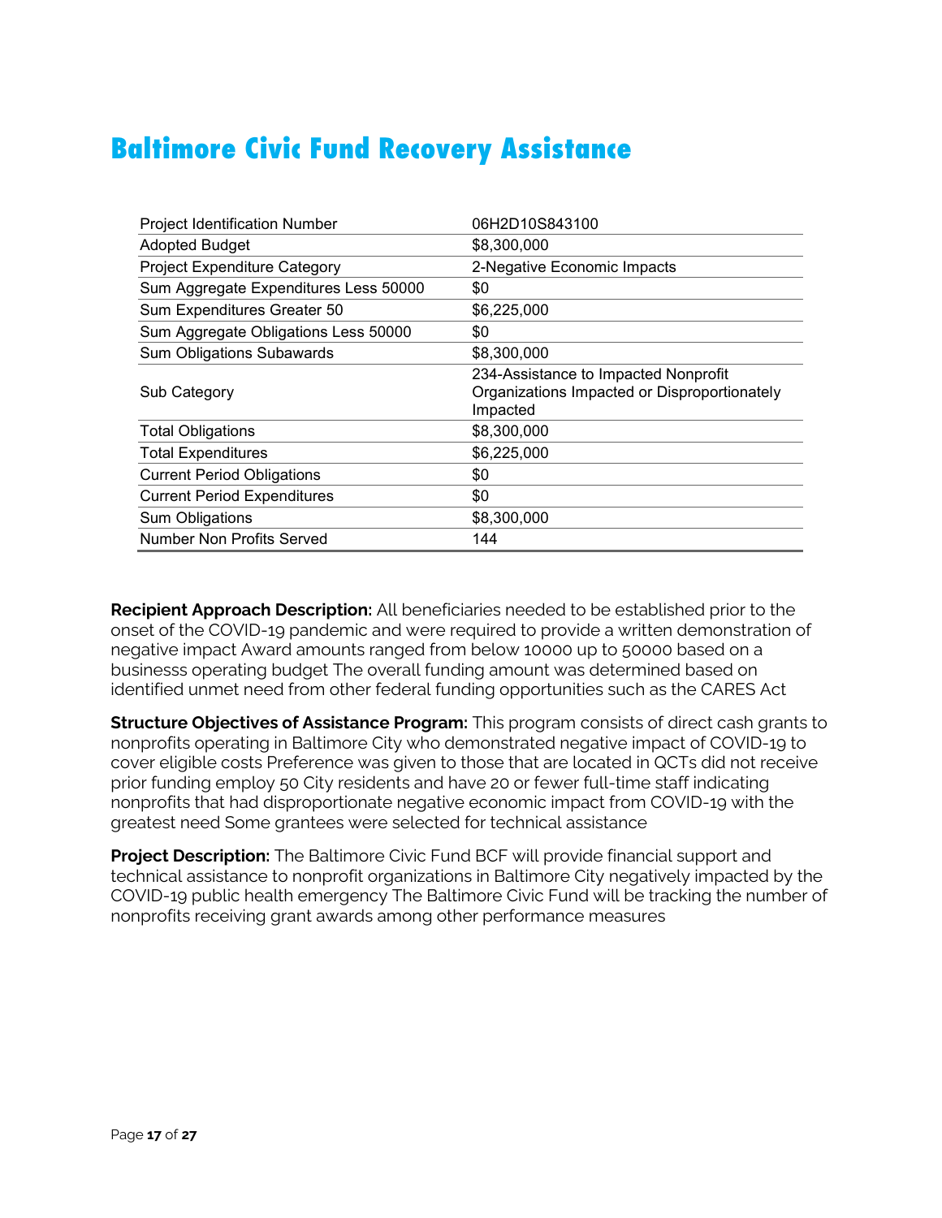# Baltimore Civic Fund Recovery Assistance

| | |
|---|---|
| Project Identification Number | 06H2D10S843100 |
| Adopted Budget | $8,300,000 |
| Project Expenditure Category | 2-Negative Economic Impacts |
| Sum Aggregate Expenditures Less 50000 | $0 |
| Sum Expenditures Greater 50 | $6,225,000 |
| Sum Aggregate Obligations Less 50000 | $0 |
| Sum Obligations Subawards | $8,300,000 |
| Sub Category | 234-Assistance to Impacted Nonprofit Organizations Impacted or Disproportionately Impacted |
| Total Obligations | $8,300,000 |
| Total Expenditures | $6,225,000 |
| Current Period Obligations | $0 |
| Current Period Expenditures | $0 |
| Sum Obligations | $8,300,000 |
| Number Non Profits Served | 144 |

**Recipient Approach Description:** All beneficiaries needed to be established prior to the onset of the COVID-19 pandemic and were required to provide a written demonstration of negative impact Award amounts ranged from below 10000 up to 50000 based on a businesss operating budget The overall funding amount was determined based on identified unmet need from other federal funding opportunities such as the CARES Act

**Structure Objectives of Assistance Program:** This program consists of direct cash grants to nonprofits operating in Baltimore City who demonstrated negative impact of COVID-19 to cover eligible costs Preference was given to those that are located in QCTs did not receive prior funding employ 50 City residents and have 20 or fewer full-time staff indicating nonprofits that had disproportionate negative economic impact from COVID-19 with the greatest need Some grantees were selected for technical assistance

**Project Description:** The Baltimore Civic Fund BCF will provide financial support and technical assistance to nonprofit organizations in Baltimore City negatively impacted by the COVID-19 public health emergency The Baltimore Civic Fund will be tracking the number of nonprofits receiving grant awards among other performance measures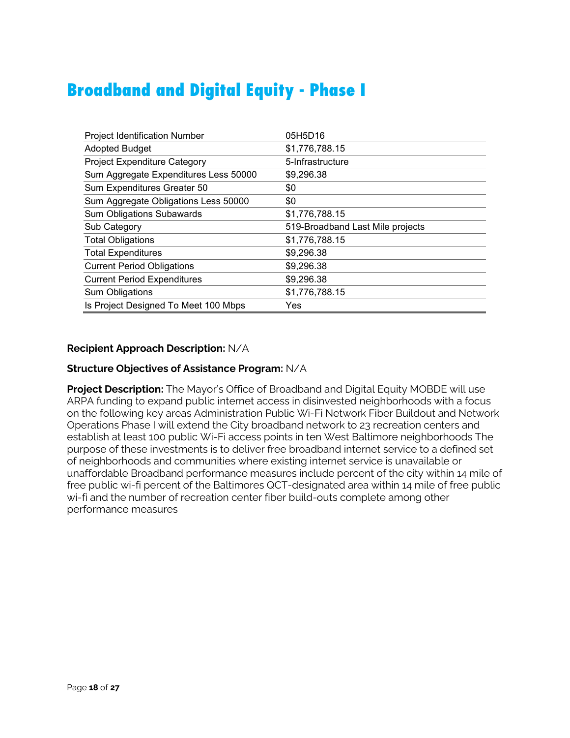# Broadband and Digital Equity - Phase I

| | |
|---|---|
| Project Identification Number | 05H5D16 |
| Adopted Budget | $1,776,788.15 |
| Project Expenditure Category | 5-Infrastructure |
| Sum Aggregate Expenditures Less 50000 | $9,296.38 |
| Sum Expenditures Greater 50 | $0 |
| Sum Aggregate Obligations Less 50000 | $0 |
| Sum Obligations Subawards | $1,776,788.15 |
| Sub Category | 519-Broadband Last Mile projects |
| Total Obligations | $1,776,788.15 |
| Total Expenditures | $9,296.38 |
| Current Period Obligations | $9,296.38 |
| Current Period Expenditures | $9,296.38 |
| Sum Obligations | $1,776,788.15 |
| Is Project Designed To Meet 100 Mbps | Yes |

**Recipient Approach Description:** N/A

**Structure Objectives of Assistance Program:** N/A

**Project Description:** The Mayor's Office of Broadband and Digital Equity MOBDE will use ARPA funding to expand public internet access in disinvested neighborhoods with a focus on the following key areas Administration Public Wi-Fi Network Fiber Buildout and Network Operations Phase I will extend the City broadband network to 23 recreation centers and establish at least 100 public Wi-Fi access points in ten West Baltimore neighborhoods The purpose of these investments is to deliver free broadband internet service to a defined set of neighborhoods and communities where existing internet service is unavailable or unaffordable Broadband performance measures include percent of the city within 14 mile of free public wi-fi percent of the Baltimores QCT-designated area within 14 mile of free public wi-fi and the number of recreation center fiber build-outs complete among other performance measures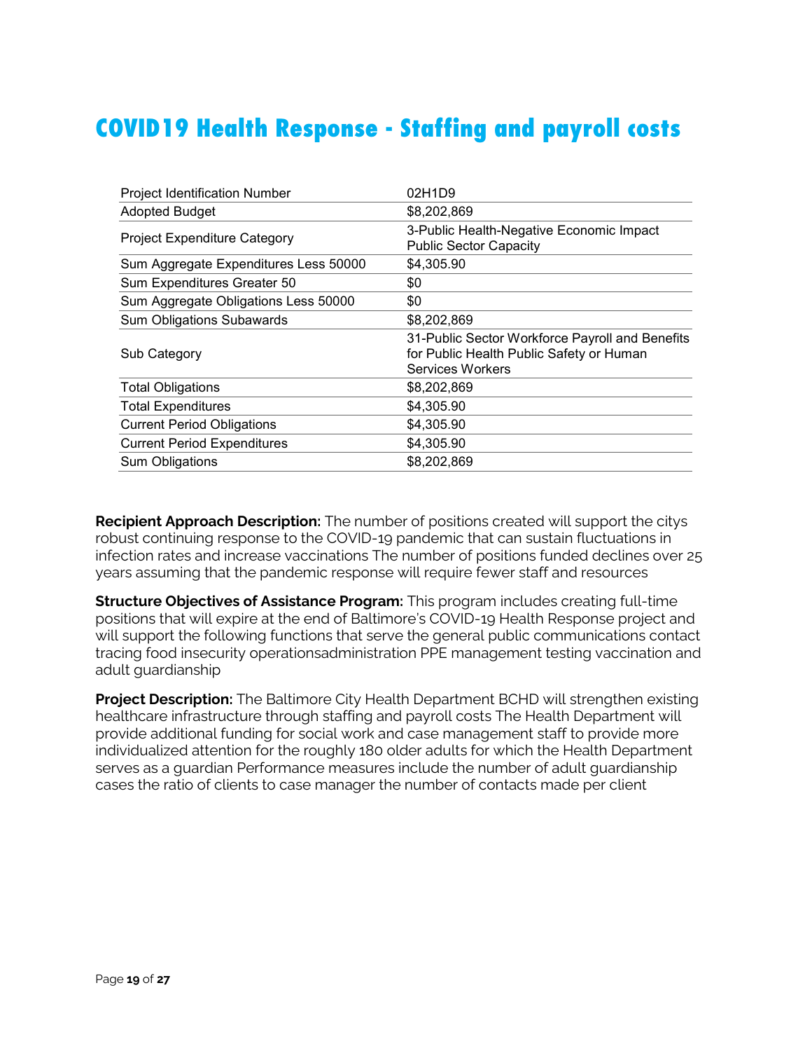# COVID19 Health Response - Staffing and payroll costs

| | |
|---|---|
| Project Identification Number | 02H1D9 |
| Adopted Budget | $8,202,869 |
| Project Expenditure Category | 3-Public Health-Negative Economic Impact Public Sector Capacity |
| Sum Aggregate Expenditures Less 50000 | $4,305.90 |
| Sum Expenditures Greater 50 | $0 |
| Sum Aggregate Obligations Less 50000 | $0 |
| Sum Obligations Subawards | $8,202,869 |
| Sub Category | 31-Public Sector Workforce Payroll and Benefits for Public Health Public Safety or Human Services Workers |
| Total Obligations | $8,202,869 |
| Total Expenditures | $4,305.90 |
| Current Period Obligations | $4,305.90 |
| Current Period Expenditures | $4,305.90 |
| Sum Obligations | $8,202,869 |

**Recipient Approach Description:** The number of positions created will support the citys robust continuing response to the COVID-19 pandemic that can sustain fluctuations in infection rates and increase vaccinations The number of positions funded declines over 25 years assuming that the pandemic response will require fewer staff and resources

**Structure Objectives of Assistance Program:** This program includes creating full-time positions that will expire at the end of Baltimore's COVID-19 Health Response project and will support the following functions that serve the general public communications contact tracing food insecurity operationsadministration PPE management testing vaccination and adult guardianship

**Project Description:** The Baltimore City Health Department BCHD will strengthen existing healthcare infrastructure through staffing and payroll costs The Health Department will provide additional funding for social work and case management staff to provide more individualized attention for the roughly 180 older adults for which the Health Department serves as a guardian Performance measures include the number of adult guardianship cases the ratio of clients to case manager the number of contacts made per client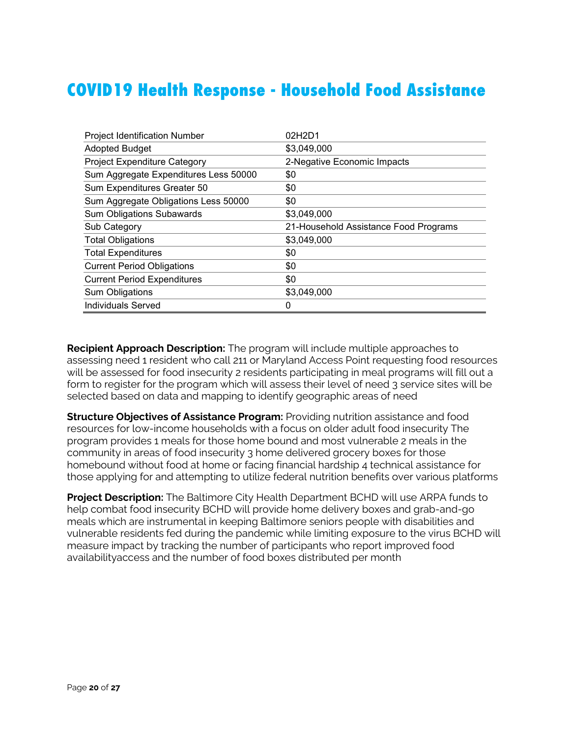# COVID19 Health Response - Household Food Assistance

| | |
|---|---|
| Project Identification Number | 02H2D1 |
| Adopted Budget | $3,049,000 |
| Project Expenditure Category | 2-Negative Economic Impacts |
| Sum Aggregate Expenditures Less 50000 | $0 |
| Sum Expenditures Greater 50 | $0 |
| Sum Aggregate Obligations Less 50000 | $0 |
| Sum Obligations Subawards | $3,049,000 |
| Sub Category | 21-Household Assistance Food Programs |
| Total Obligations | $3,049,000 |
| Total Expenditures | $0 |
| Current Period Obligations | $0 |
| Current Period Expenditures | $0 |
| Sum Obligations | $3,049,000 |
| Individuals Served | 0 |

**Recipient Approach Description:** The program will include multiple approaches to assessing need 1 resident who call 211 or Maryland Access Point requesting food resources will be assessed for food insecurity 2 residents participating in meal programs will fill out a form to register for the program which will assess their level of need 3 service sites will be selected based on data and mapping to identify geographic areas of need

**Structure Objectives of Assistance Program:** Providing nutrition assistance and food resources for low-income households with a focus on older adult food insecurity The program provides 1 meals for those home bound and most vulnerable 2 meals in the community in areas of food insecurity 3 home delivered grocery boxes for those homebound without food at home or facing financial hardship 4 technical assistance for those applying for and attempting to utilize federal nutrition benefits over various platforms

**Project Description:** The Baltimore City Health Department BCHD will use ARPA funds to help combat food insecurity BCHD will provide home delivery boxes and grab-and-go meals which are instrumental in keeping Baltimore seniors people with disabilities and vulnerable residents fed during the pandemic while limiting exposure to the virus BCHD will measure impact by tracking the number of participants who report improved food availabilityaccess and the number of food boxes distributed per month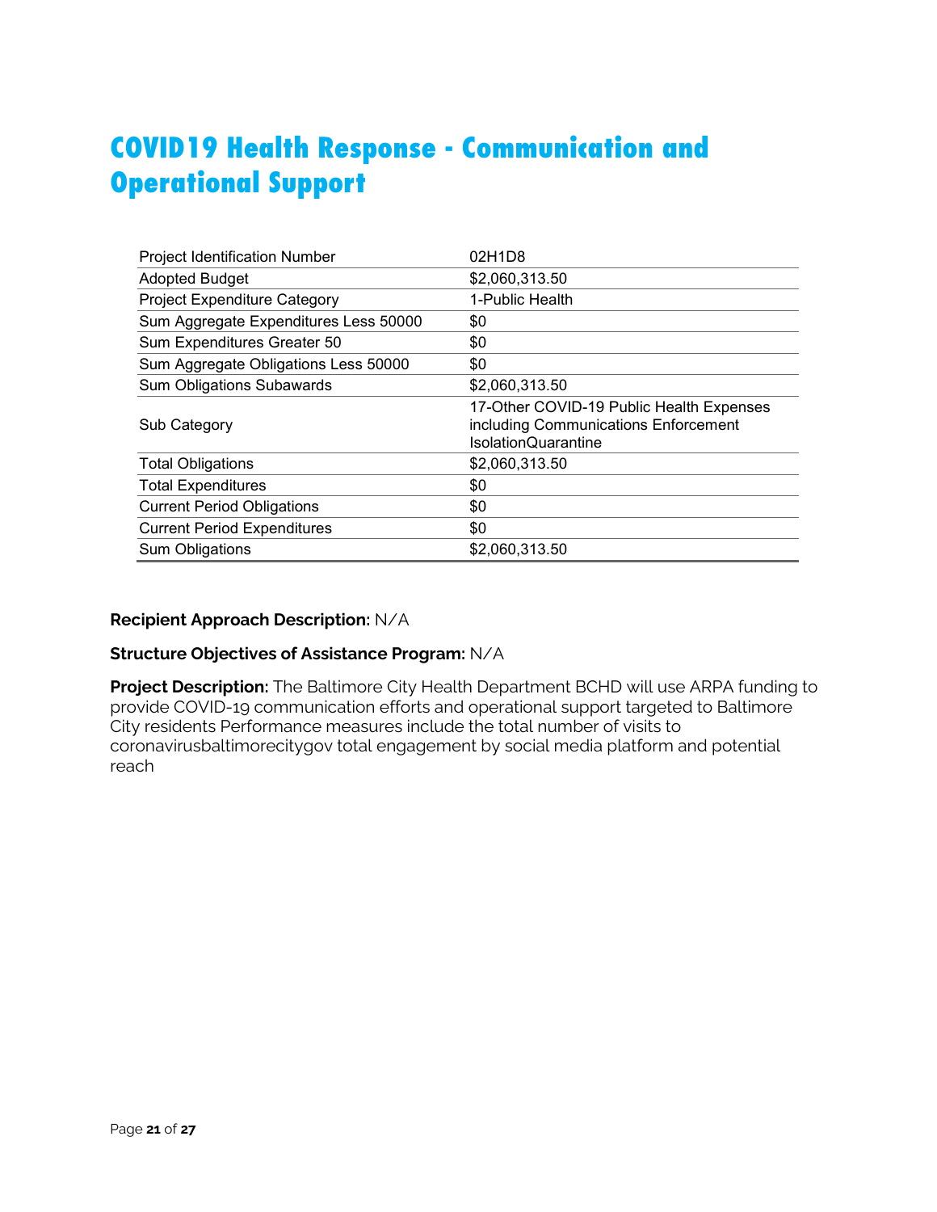# COVID19 Health Response - Communication and Operational Support

| | |
|---|---|
| Project Identification Number | 02H1D8 |
| Adopted Budget | $2,060,313.50 |
| Project Expenditure Category | 1-Public Health |
| Sum Aggregate Expenditures Less 50000 | $0 |
| Sum Expenditures Greater 50 | $0 |
| Sum Aggregate Obligations Less 50000 | $0 |
| Sum Obligations Subawards | $2,060,313.50 |
| Sub Category | 17-Other COVID-19 Public Health Expenses including Communications Enforcement IsolationQuarantine |
| Total Obligations | $2,060,313.50 |
| Total Expenditures | $0 |
| Current Period Obligations | $0 |
| Current Period Expenditures | $0 |
| Sum Obligations | $2,060,313.50 |

**Recipient Approach Description:** N/A

**Structure Objectives of Assistance Program:** N/A

**Project Description:** The Baltimore City Health Department BCHD will use ARPA funding to provide COVID-19 communication efforts and operational support targeted to Baltimore City residents Performance measures include the total number of visits to coronavirusbaltimorecitygov total engagement by social media platform and potential reach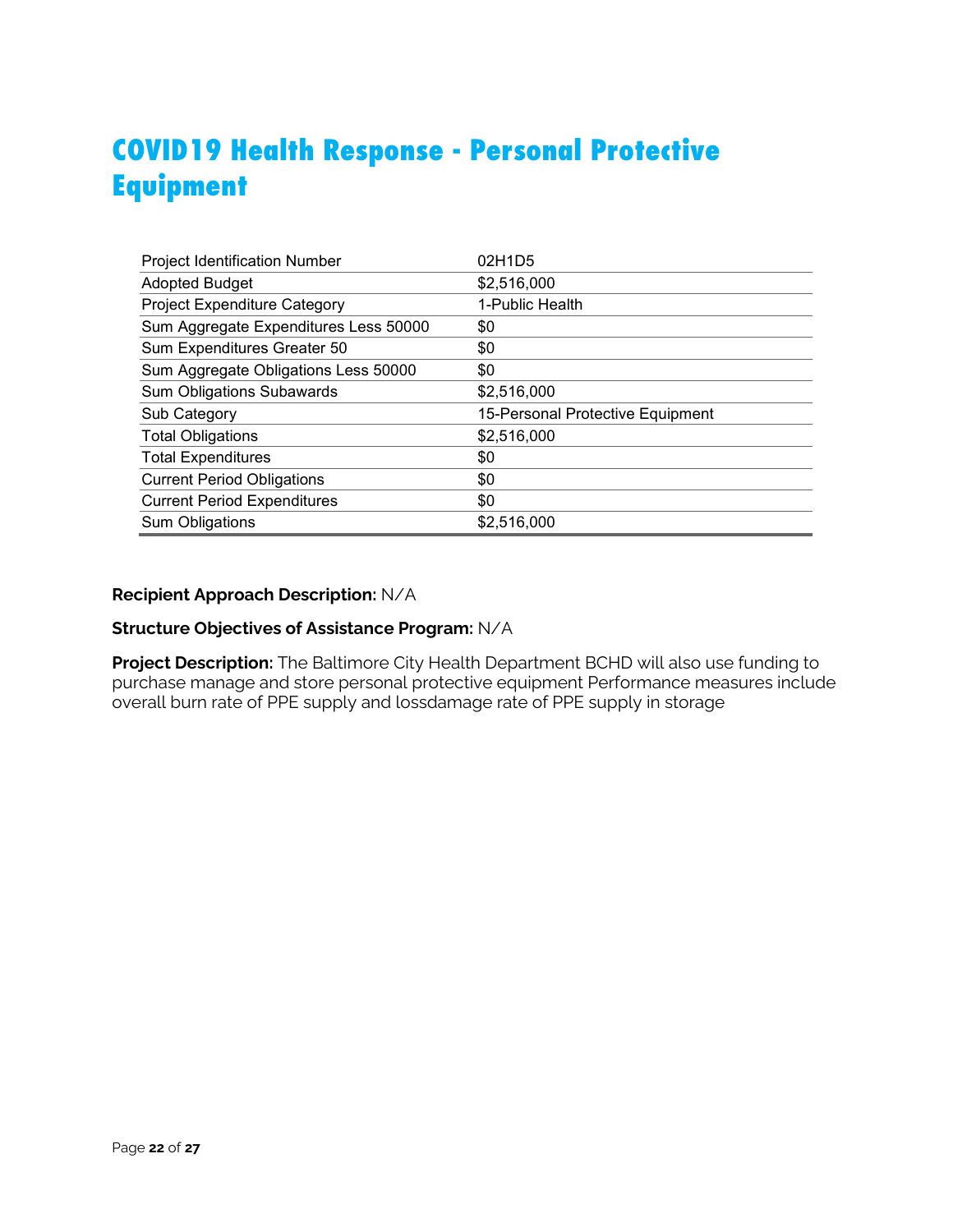# COVID19 Health Response - Personal Protective Equipment

| | |
|---|---|
| Project Identification Number | 02H1D5 |
| Adopted Budget | $2,516,000 |
| Project Expenditure Category | 1-Public Health |
| Sum Aggregate Expenditures Less 50000 | $0 |
| Sum Expenditures Greater 50 | $0 |
| Sum Aggregate Obligations Less 50000 | $0 |
| Sum Obligations Subawards | $2,516,000 |
| Sub Category | 15-Personal Protective Equipment |
| Total Obligations | $2,516,000 |
| Total Expenditures | $0 |
| Current Period Obligations | $0 |
| Current Period Expenditures | $0 |
| Sum Obligations | $2,516,000 |

**Recipient Approach Description:** N/A

**Structure Objectives of Assistance Program:** N/A

**Project Description:** The Baltimore City Health Department BCHD will also use funding to purchase manage and store personal protective equipment Performance measures include overall burn rate of PPE supply and lossdamage rate of PPE supply in storage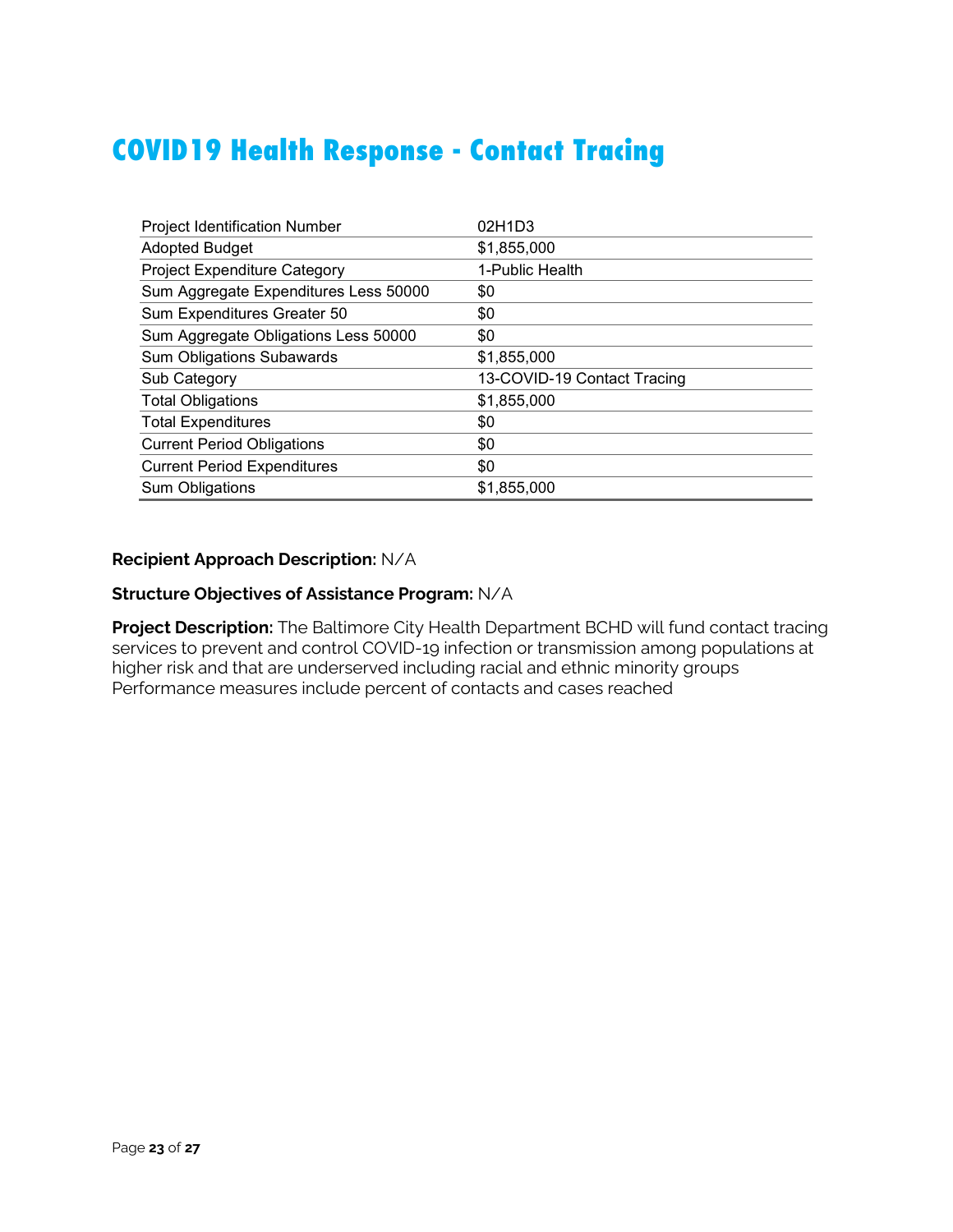# COVID19 Health Response - Contact Tracing

| | |
|---|---|
| Project Identification Number | 02H1D3 |
| Adopted Budget | $1,855,000 |
| Project Expenditure Category | 1-Public Health |
| Sum Aggregate Expenditures Less 50000 | $0 |
| Sum Expenditures Greater 50 | $0 |
| Sum Aggregate Obligations Less 50000 | $0 |
| Sum Obligations Subawards | $1,855,000 |
| Sub Category | 13-COVID-19 Contact Tracing |
| Total Obligations | $1,855,000 |
| Total Expenditures | $0 |
| Current Period Obligations | $0 |
| Current Period Expenditures | $0 |
| Sum Obligations | $1,855,000 |

**Recipient Approach Description:** N/A

**Structure Objectives of Assistance Program:** N/A

**Project Description:** The Baltimore City Health Department BCHD will fund contact tracing services to prevent and control COVID-19 infection or transmission among populations at higher risk and that are underserved including racial and ethnic minority groups Performance measures include percent of contacts and cases reached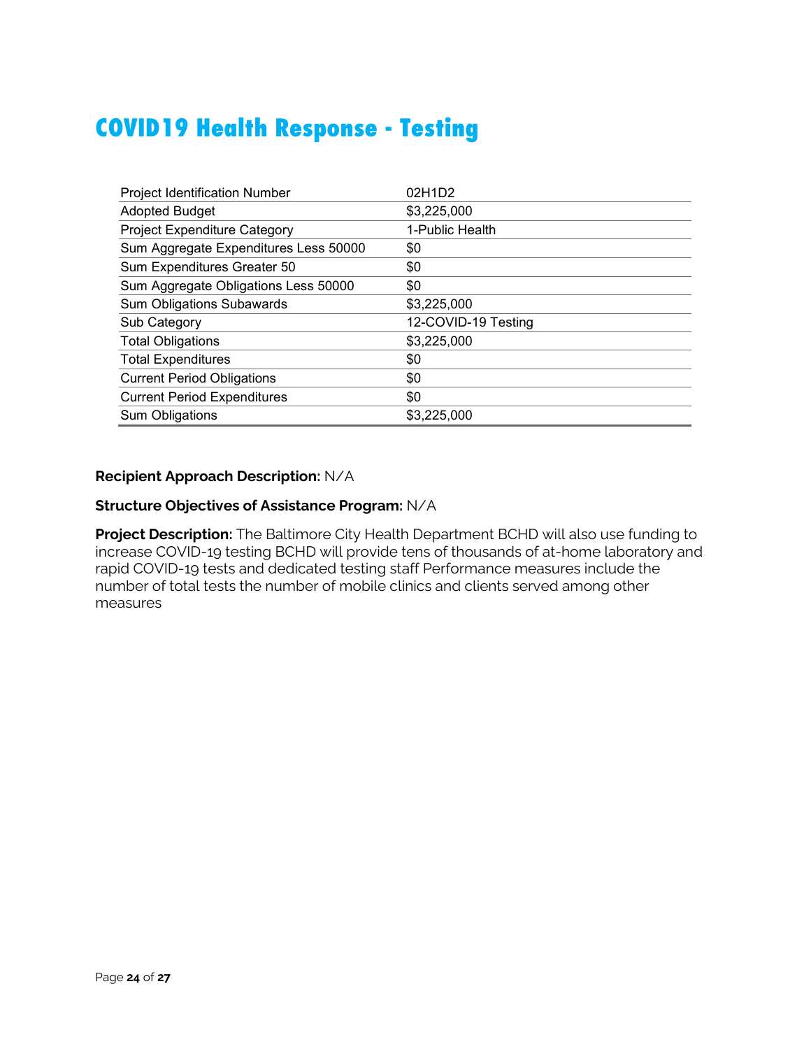# COVID19 Health Response - Testing

| | |
|---|---|
| Project Identification Number | 02H1D2 |
| Adopted Budget | $3,225,000 |
| Project Expenditure Category | 1-Public Health |
| Sum Aggregate Expenditures Less 50000 | $0 |
| Sum Expenditures Greater 50 | $0 |
| Sum Aggregate Obligations Less 50000 | $0 |
| Sum Obligations Subawards | $3,225,000 |
| Sub Category | 12-COVID-19 Testing |
| Total Obligations | $3,225,000 |
| Total Expenditures | $0 |
| Current Period Obligations | $0 |
| Current Period Expenditures | $0 |
| Sum Obligations | $3,225,000 |

**Recipient Approach Description:** N/A

**Structure Objectives of Assistance Program:** N/A

**Project Description:** The Baltimore City Health Department BCHD will also use funding to increase COVID-19 testing BCHD will provide tens of thousands of at-home laboratory and rapid COVID-19 tests and dedicated testing staff Performance measures include the number of total tests the number of mobile clinics and clients served among other measures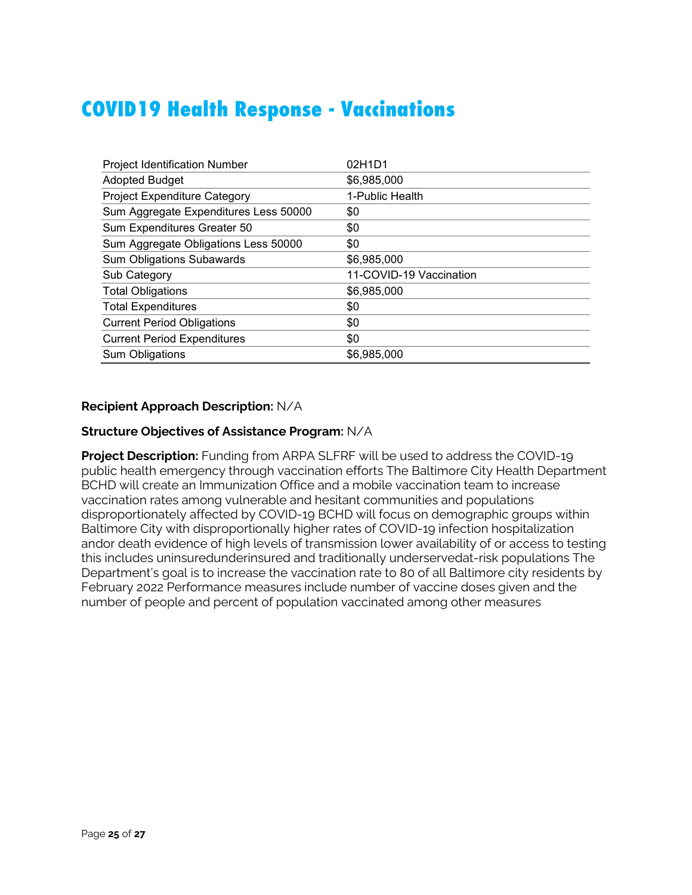# COVID19 Health Response - Vaccinations

| | |
|---|---|
| Project Identification Number | 02H1D1 |
| Adopted Budget | $6,985,000 |
| Project Expenditure Category | 1-Public Health |
| Sum Aggregate Expenditures Less 50000 | $0 |
| Sum Expenditures Greater 50 | $0 |
| Sum Aggregate Obligations Less 50000 | $0 |
| Sum Obligations Subawards | $6,985,000 |
| Sub Category | 11-COVID-19 Vaccination |
| Total Obligations | $6,985,000 |
| Total Expenditures | $0 |
| Current Period Obligations | $0 |
| Current Period Expenditures | $0 |
| Sum Obligations | $6,985,000 |

**Recipient Approach Description:** N/A

**Structure Objectives of Assistance Program:** N/A

**Project Description:** Funding from ARPA SLFRF will be used to address the COVID-19 public health emergency through vaccination efforts The Baltimore City Health Department BCHD will create an Immunization Office and a mobile vaccination team to increase vaccination rates among vulnerable and hesitant communities and populations disproportionately affected by COVID-19 BCHD will focus on demographic groups within Baltimore City with disproportionally higher rates of COVID-19 infection hospitalization andor death evidence of high levels of transmission lower availability of or access to testing this includes uninsuredunderinsured and traditionally underservedat-risk populations The Department's goal is to increase the vaccination rate to 80 of all Baltimore city residents by February 2022 Performance measures include number of vaccine doses given and the number of people and percent of population vaccinated among other measures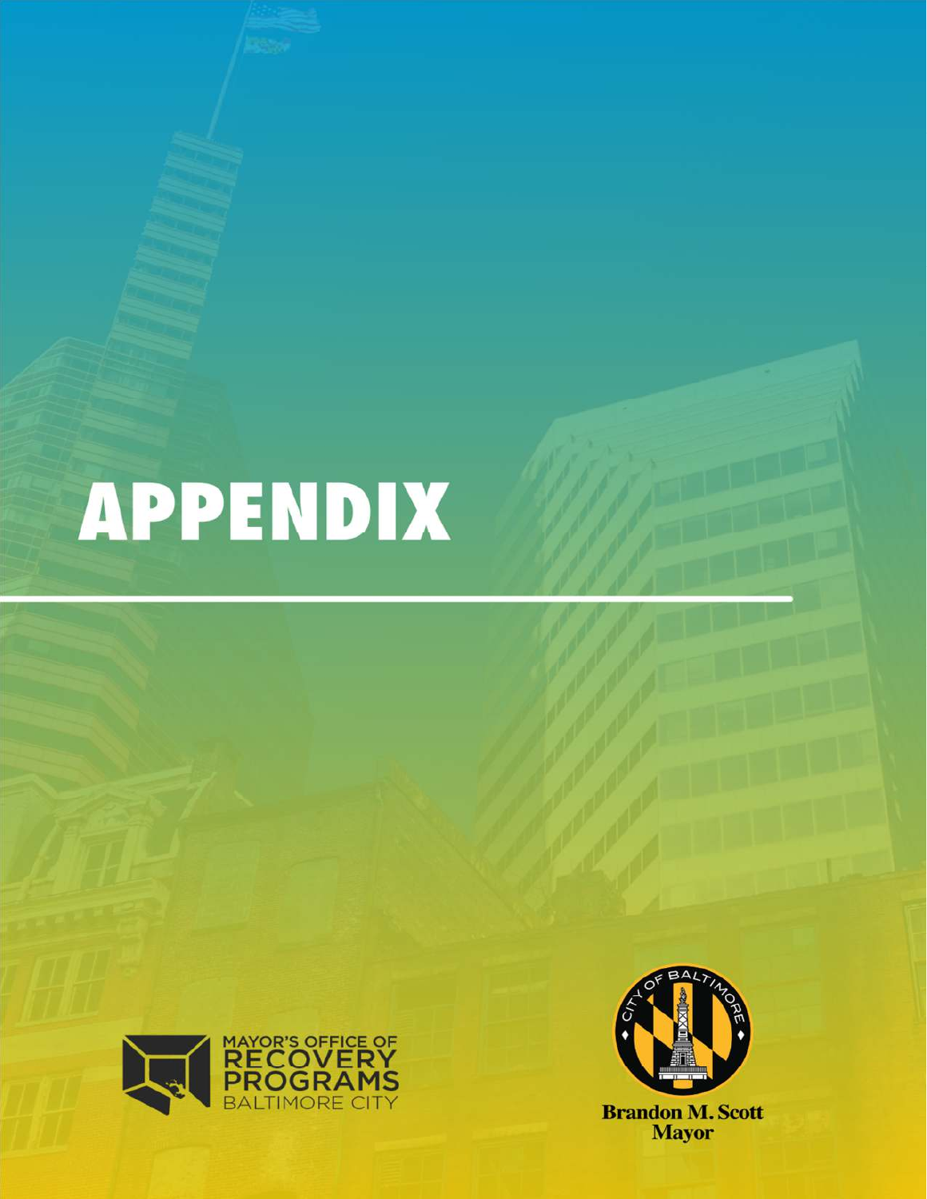# APPENDIX

MAYOR'S OFFICE OF RECOVERY PROGRAMS
BALTIMORE CITY

Brandon M. Scott
Mayor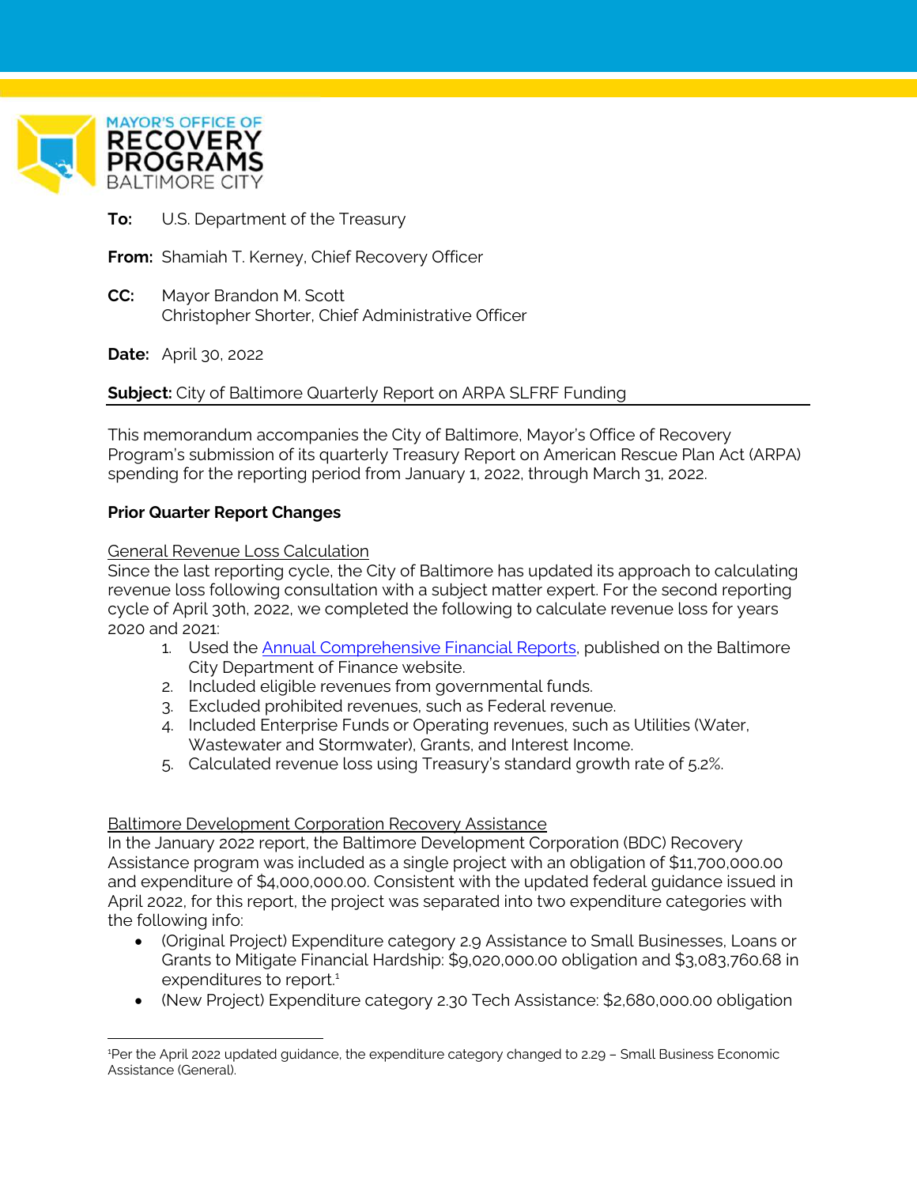MAYOR'S OFFICE OF RECOVERY PROGRAMS BALTIMORE CITY

**To:** U.S. Department of the Treasury

**From:** Shamiah T. Kerney, Chief Recovery Officer

**CC:** Mayor Brandon M. Scott
Christopher Shorter, Chief Administrative Officer

**Date:** April 30, 2022

**Subject:** City of Baltimore Quarterly Report on ARPA SLFRF Funding

This memorandum accompanies the City of Baltimore, Mayor's Office of Recovery Program's submission of its quarterly Treasury Report on American Rescue Plan Act (ARPA) spending for the reporting period from January 1, 2022, through March 31, 2022.

**Prior Quarter Report Changes**

General Revenue Loss Calculation

Since the last reporting cycle, the City of Baltimore has updated its approach to calculating revenue loss following consultation with a subject matter expert. For the second reporting cycle of April 30th, 2022, we completed the following to calculate revenue loss for years 2020 and 2021:

1. Used the Annual Comprehensive Financial Reports, published on the Baltimore City Department of Finance website.
2. Included eligible revenues from governmental funds.
3. Excluded prohibited revenues, such as Federal revenue.
4. Included Enterprise Funds or Operating revenues, such as Utilities (Water, Wastewater and Stormwater), Grants, and Interest Income.
5. Calculated revenue loss using Treasury's standard growth rate of 5.2%.

Baltimore Development Corporation Recovery Assistance

In the January 2022 report, the Baltimore Development Corporation (BDC) Recovery Assistance program was included as a single project with an obligation of $11,700,000.00 and expenditure of $4,000,000.00. Consistent with the updated federal guidance issued in April 2022, for this report, the project was separated into two expenditure categories with the following info:

- (Original Project) Expenditure category 2.9 Assistance to Small Businesses, Loans or Grants to Mitigate Financial Hardship: $9,020,000.00 obligation and $3,083,760.68 in expenditures to report.[1]
- (New Project) Expenditure category 2.30 Tech Assistance: $2,680,000.00 obligation

[1]Per the April 2022 updated guidance, the expenditure category changed to 2.29 – Small Business Economic Assistance (General).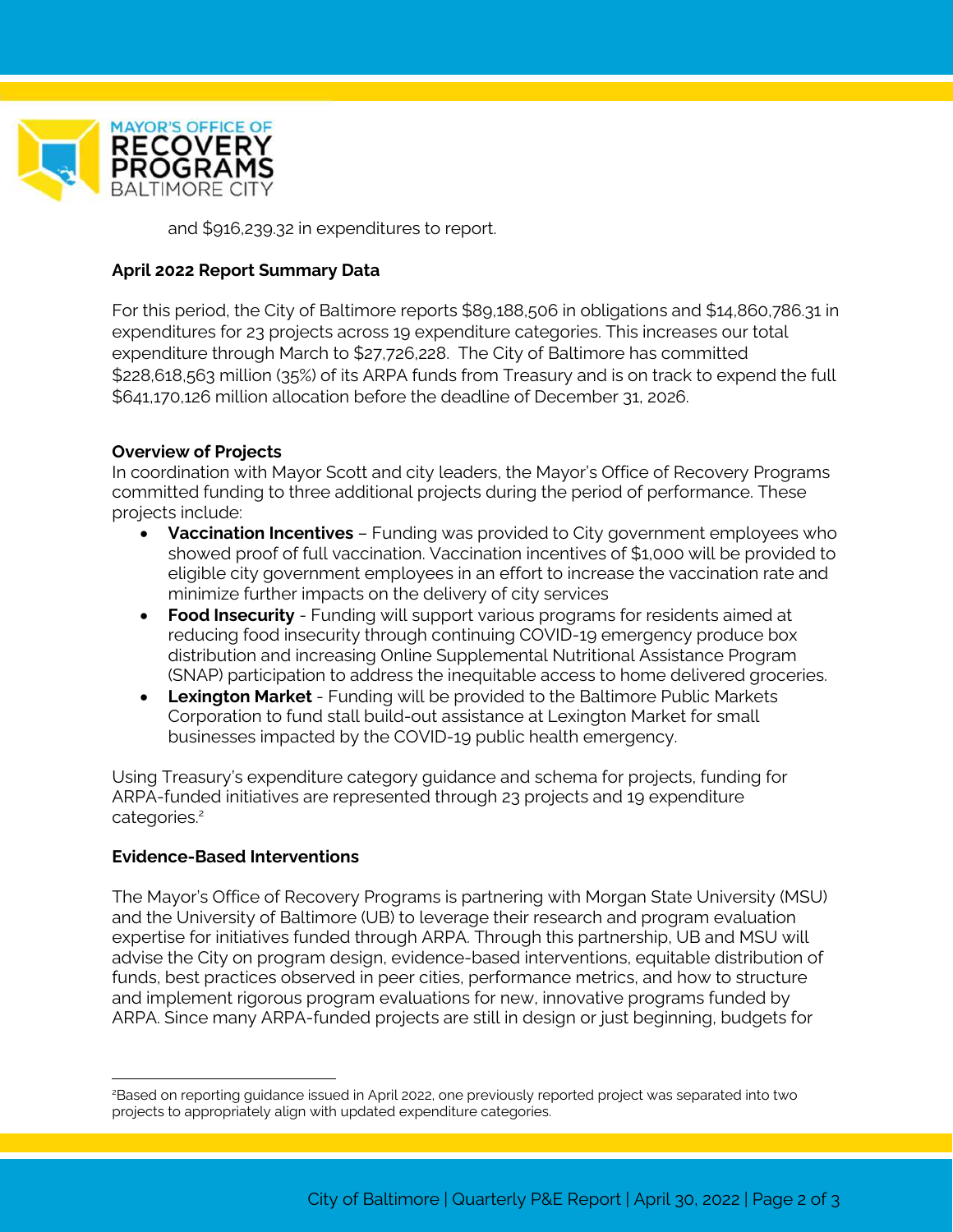and $916,239.32 in expenditures to report.

**April 2022 Report Summary Data**

For this period, the City of Baltimore reports $89,188,506 in obligations and $14,860,786.31 in expenditures for 23 projects across 19 expenditure categories. This increases our total expenditure through March to $27,726,228. The City of Baltimore has committed $228,618,563 million (35%) of its ARPA funds from Treasury and is on track to expend the full $641,170,126 million allocation before the deadline of December 31, 2026.

**Overview of Projects**

In coordination with Mayor Scott and city leaders, the Mayor's Office of Recovery Programs committed funding to three additional projects during the period of performance. These projects include:

- **Vaccination Incentives** – Funding was provided to City government employees who showed proof of full vaccination. Vaccination incentives of $1,000 will be provided to eligible city government employees in an effort to increase the vaccination rate and minimize further impacts on the delivery of city services
- **Food Insecurity** - Funding will support various programs for residents aimed at reducing food insecurity through continuing COVID-19 emergency produce box distribution and increasing Online Supplemental Nutritional Assistance Program (SNAP) participation to address the inequitable access to home delivered groceries.
- **Lexington Market** - Funding will be provided to the Baltimore Public Markets Corporation to fund stall build-out assistance at Lexington Market for small businesses impacted by the COVID-19 public health emergency.

Using Treasury's expenditure category guidance and schema for projects, funding for ARPA-funded initiatives are represented through 23 projects and 19 expenditure categories.[2]

**Evidence-Based Interventions**

The Mayor's Office of Recovery Programs is partnering with Morgan State University (MSU) and the University of Baltimore (UB) to leverage their research and program evaluation expertise for initiatives funded through ARPA. Through this partnership, UB and MSU will advise the City on program design, evidence-based interventions, equitable distribution of funds, best practices observed in peer cities, performance metrics, and how to structure and implement rigorous program evaluations for new, innovative programs funded by ARPA. Since many ARPA-funded projects are still in design or just beginning, budgets for

[2]Based on reporting guidance issued in April 2022, one previously reported project was separated into two projects to appropriately align with updated expenditure categories.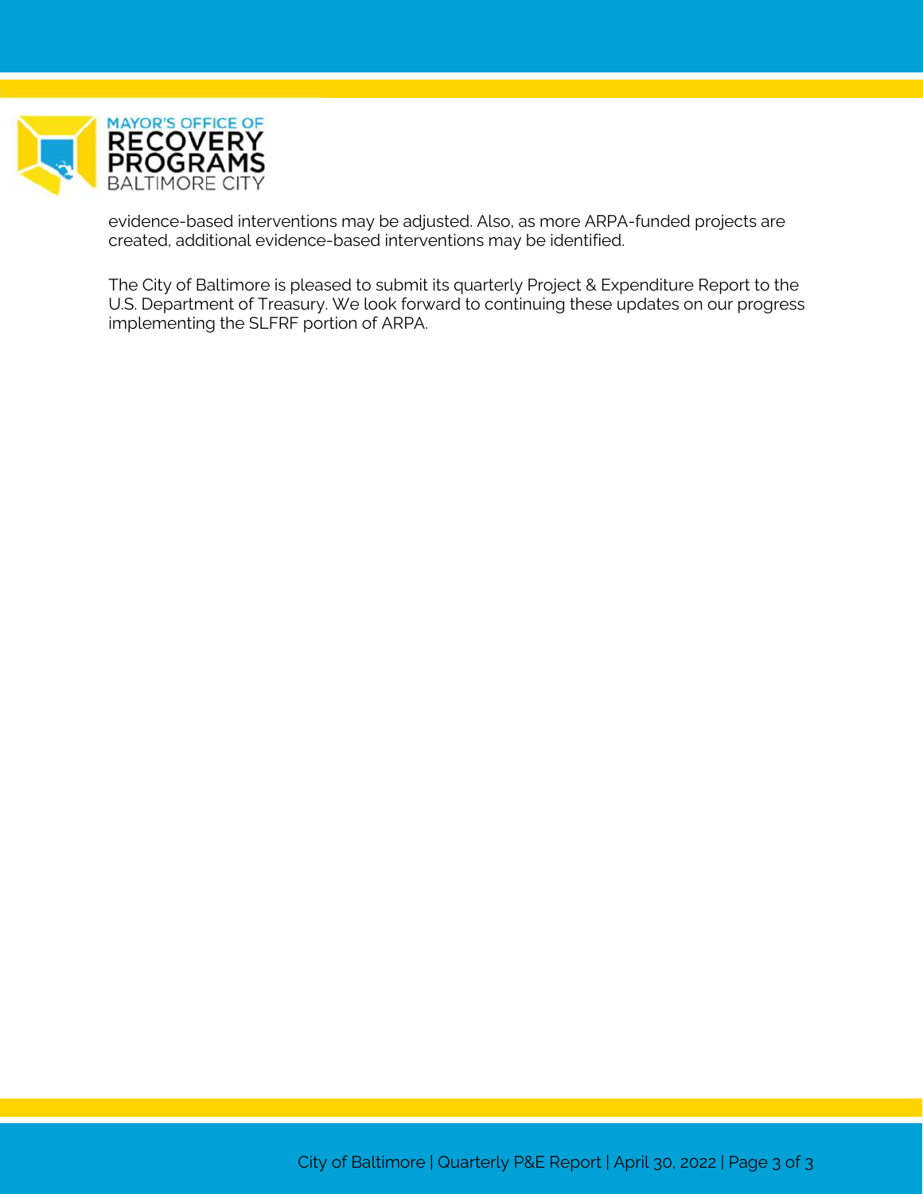evidence-based interventions may be adjusted. Also, as more ARPA-funded projects are created, additional evidence-based interventions may be identified.

The City of Baltimore is pleased to submit its quarterly Project & Expenditure Report to the U.S. Department of Treasury. We look forward to continuing these updates on our progress implementing the SLFRF portion of ARPA.